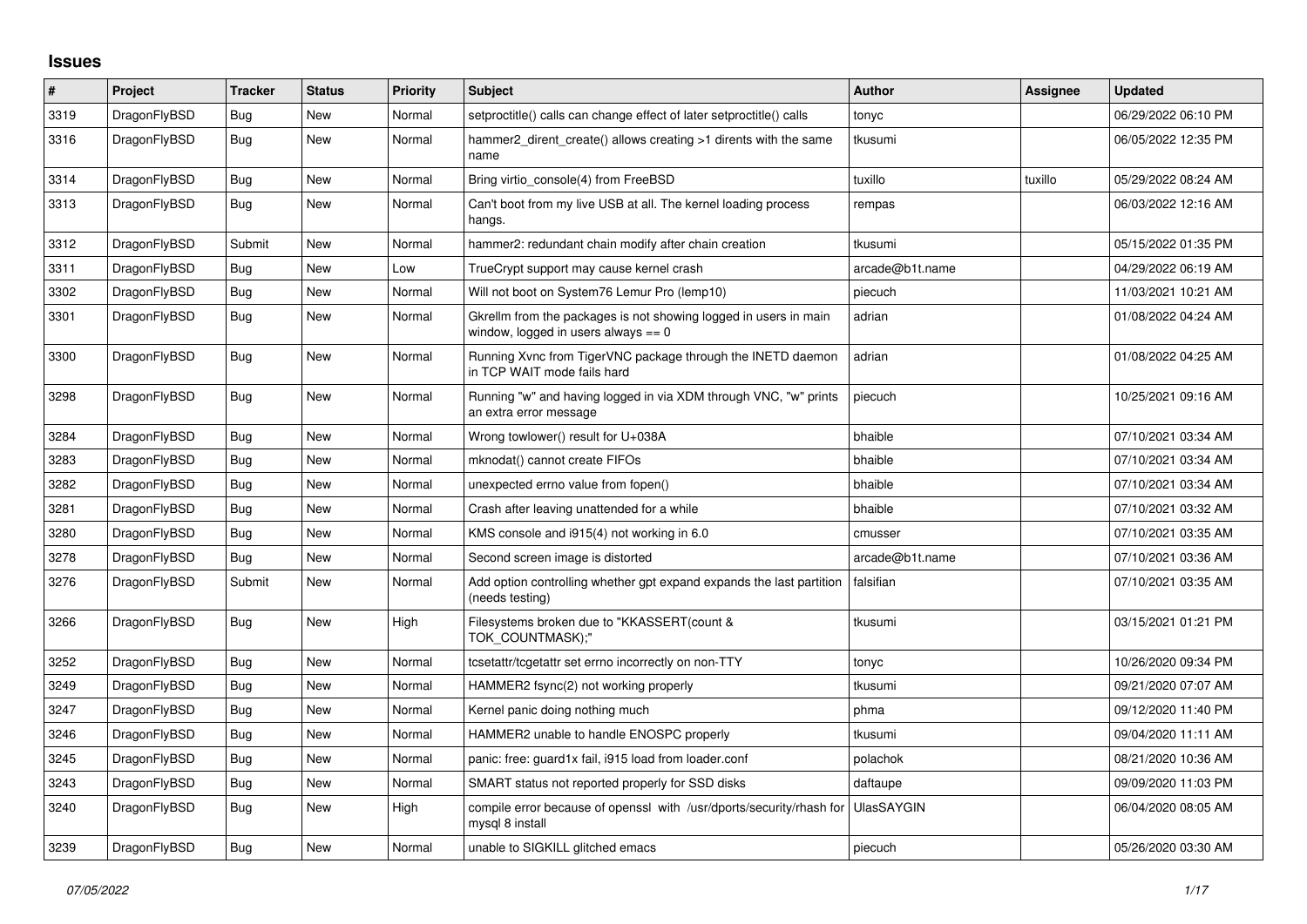# Issues

| # | Project | Tracker | Status | Priority | Subject | Author | Assignee | Updated |
|---|---|---|---|---|---|---|---|---|
| 3319 | DragonFlyBSD | Bug | New | Normal | setproctitle() calls can change effect of later setproctitle() calls | tonyc | | 06/29/2022 06:10 PM |
| 3316 | DragonFlyBSD | Bug | New | Normal | hammer2_dirent_create() allows creating >1 dirents with the same name | tkusumi | | 06/05/2022 12:35 PM |
| 3314 | DragonFlyBSD | Bug | New | Normal | Bring virtio_console(4) from FreeBSD | tuxillo | tuxillo | 05/29/2022 08:24 AM |
| 3313 | DragonFlyBSD | Bug | New | Normal | Can't boot from my live USB at all. The kernel loading process hangs. | rempas | | 06/03/2022 12:16 AM |
| 3312 | DragonFlyBSD | Submit | New | Normal | hammer2: redundant chain modify after chain creation | tkusumi | | 05/15/2022 01:35 PM |
| 3311 | DragonFlyBSD | Bug | New | Low | TrueCrypt support may cause kernel crash | arcade@b1t.name | | 04/29/2022 06:19 AM |
| 3302 | DragonFlyBSD | Bug | New | Normal | Will not boot on System76 Lemur Pro (lemp10) | piecuch | | 11/03/2021 10:21 AM |
| 3301 | DragonFlyBSD | Bug | New | Normal | Gkrellm from the packages is not showing logged in users in main window, logged in users always == 0 | adrian | | 01/08/2022 04:24 AM |
| 3300 | DragonFlyBSD | Bug | New | Normal | Running Xvnc from TigerVNC package through the INETD daemon in TCP WAIT mode fails hard | adrian | | 01/08/2022 04:25 AM |
| 3298 | DragonFlyBSD | Bug | New | Normal | Running "w" and having logged in via XDM through VNC, "w" prints an extra error message | piecuch | | 10/25/2021 09:16 AM |
| 3284 | DragonFlyBSD | Bug | New | Normal | Wrong towlower() result for U+038A | bhaible | | 07/10/2021 03:34 AM |
| 3283 | DragonFlyBSD | Bug | New | Normal | mknodat() cannot create FIFOs | bhaible | | 07/10/2021 03:34 AM |
| 3282 | DragonFlyBSD | Bug | New | Normal | unexpected errno value from fopen() | bhaible | | 07/10/2021 03:34 AM |
| 3281 | DragonFlyBSD | Bug | New | Normal | Crash after leaving unattended for a while | bhaible | | 07/10/2021 03:32 AM |
| 3280 | DragonFlyBSD | Bug | New | Normal | KMS console and i915(4) not working in 6.0 | cmusser | | 07/10/2021 03:35 AM |
| 3278 | DragonFlyBSD | Bug | New | Normal | Second screen image is distorted | arcade@b1t.name | | 07/10/2021 03:36 AM |
| 3276 | DragonFlyBSD | Submit | New | Normal | Add option controlling whether gpt expand expands the last partition (needs testing) | falsifian | | 07/10/2021 03:35 AM |
| 3266 | DragonFlyBSD | Bug | New | High | Filesystems broken due to "KKASSERT(count & TOK_COUNTMASK);" | tkusumi | | 03/15/2021 01:21 PM |
| 3252 | DragonFlyBSD | Bug | New | Normal | tcsetattr/tcgetattr set errno incorrectly on non-TTY | tonyc | | 10/26/2020 09:34 PM |
| 3249 | DragonFlyBSD | Bug | New | Normal | HAMMER2 fsync(2) not working properly | tkusumi | | 09/21/2020 07:07 AM |
| 3247 | DragonFlyBSD | Bug | New | Normal | Kernel panic doing nothing much | phma | | 09/12/2020 11:40 PM |
| 3246 | DragonFlyBSD | Bug | New | Normal | HAMMER2 unable to handle ENOSPC properly | tkusumi | | 09/04/2020 11:11 AM |
| 3245 | DragonFlyBSD | Bug | New | Normal | panic: free: guard1x fail, i915 load from loader.conf | polachok | | 08/21/2020 10:36 AM |
| 3243 | DragonFlyBSD | Bug | New | Normal | SMART status not reported properly for SSD disks | daftaupe | | 09/09/2020 11:03 PM |
| 3240 | DragonFlyBSD | Bug | New | High | compile error because of openssl with /usr/dports/security/rhash for mysql 8 install | UlasSAYGIN | | 06/04/2020 08:05 AM |
| 3239 | DragonFlyBSD | Bug | New | Normal | unable to SIGKILL glitched emacs | piecuch | | 05/26/2020 03:30 AM |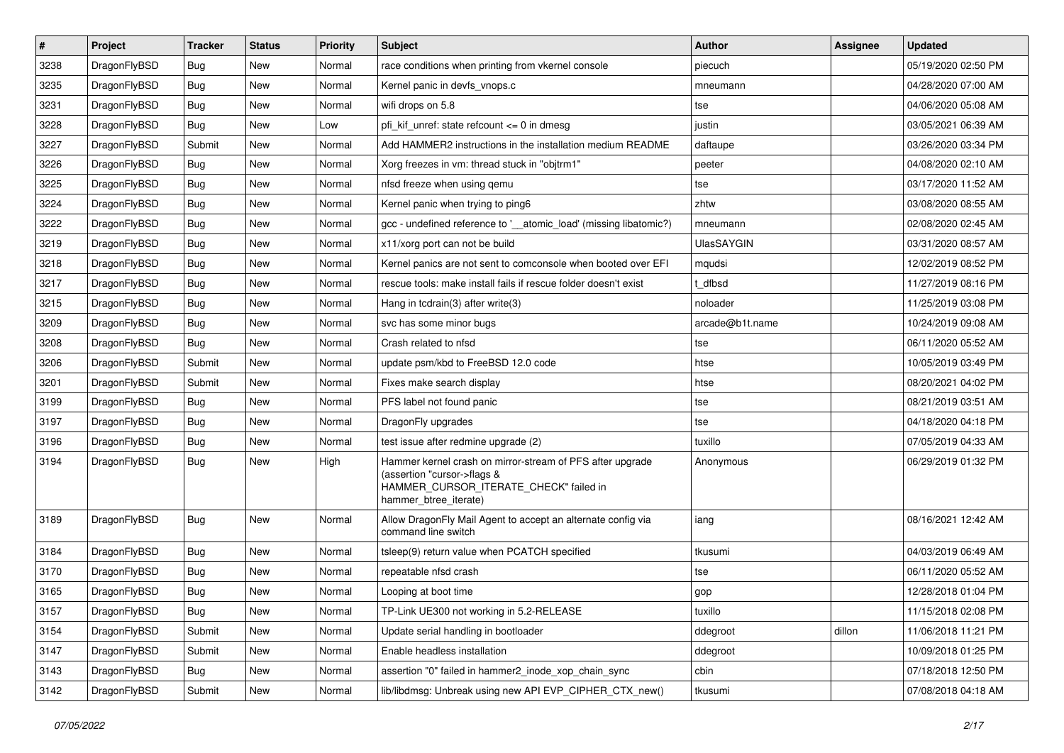| # | Project | Tracker | Status | Priority | Subject | Author | Assignee | Updated |
| --- | --- | --- | --- | --- | --- | --- | --- | --- |
| 3238 | DragonFlyBSD | Bug | New | Normal | race conditions when printing from vkernel console | piecuch | | 05/19/2020 02:50 PM |
| 3235 | DragonFlyBSD | Bug | New | Normal | Kernel panic in devfs_vnops.c | mneumann | | 04/28/2020 07:00 AM |
| 3231 | DragonFlyBSD | Bug | New | Normal | wifi drops on 5.8 | tse | | 04/06/2020 05:08 AM |
| 3228 | DragonFlyBSD | Bug | New | Low | pfi_kif_unref: state refcount <= 0 in dmesg | justin | | 03/05/2021 06:39 AM |
| 3227 | DragonFlyBSD | Submit | New | Normal | Add HAMMER2 instructions in the installation medium README | daftaupe | | 03/26/2020 03:34 PM |
| 3226 | DragonFlyBSD | Bug | New | Normal | Xorg freezes in vm: thread stuck in "objtrm1" | peeter | | 04/08/2020 02:10 AM |
| 3225 | DragonFlyBSD | Bug | New | Normal | nfsd freeze when using qemu | tse | | 03/17/2020 11:52 AM |
| 3224 | DragonFlyBSD | Bug | New | Normal | Kernel panic when trying to ping6 | zhtw | | 03/08/2020 08:55 AM |
| 3222 | DragonFlyBSD | Bug | New | Normal | gcc - undefined reference to '__atomic_load' (missing libatomic?) | mneumann | | 02/08/2020 02:45 AM |
| 3219 | DragonFlyBSD | Bug | New | Normal | x11/xorg port can not be build | UlasSAYGIN | | 03/31/2020 08:57 AM |
| 3218 | DragonFlyBSD | Bug | New | Normal | Kernel panics are not sent to comconsole when booted over EFI | mqudsi | | 12/02/2019 08:52 PM |
| 3217 | DragonFlyBSD | Bug | New | Normal | rescue tools: make install fails if rescue folder doesn't exist | t_dfbsd | | 11/27/2019 08:16 PM |
| 3215 | DragonFlyBSD | Bug | New | Normal | Hang in tcdrain(3) after write(3) | noloader | | 11/25/2019 03:08 PM |
| 3209 | DragonFlyBSD | Bug | New | Normal | svc has some minor bugs | arcade@b1t.name | | 10/24/2019 09:08 AM |
| 3208 | DragonFlyBSD | Bug | New | Normal | Crash related to nfsd | tse | | 06/11/2020 05:52 AM |
| 3206 | DragonFlyBSD | Submit | New | Normal | update psm/kbd to FreeBSD 12.0 code | htse | | 10/05/2019 03:49 PM |
| 3201 | DragonFlyBSD | Submit | New | Normal | Fixes make search display | htse | | 08/20/2021 04:02 PM |
| 3199 | DragonFlyBSD | Bug | New | Normal | PFS label not found panic | tse | | 08/21/2019 03:51 AM |
| 3197 | DragonFlyBSD | Bug | New | Normal | DragonFly upgrades | tse | | 04/18/2020 04:18 PM |
| 3196 | DragonFlyBSD | Bug | New | Normal | test issue after redmine upgrade (2) | tuxillo | | 07/05/2019 04:33 AM |
| 3194 | DragonFlyBSD | Bug | New | High | Hammer kernel crash on mirror-stream of PFS after upgrade (assertion "cursor->flags & HAMMER_CURSOR_ITERATE_CHECK" failed in hammer_btree_iterate) | Anonymous | | 06/29/2019 01:32 PM |
| 3189 | DragonFlyBSD | Bug | New | Normal | Allow DragonFly Mail Agent to accept an alternate config via command line switch | iang | | 08/16/2021 12:42 AM |
| 3184 | DragonFlyBSD | Bug | New | Normal | tsleep(9) return value when PCATCH specified | tkusumi | | 04/03/2019 06:49 AM |
| 3170 | DragonFlyBSD | Bug | New | Normal | repeatable nfsd crash | tse | | 06/11/2020 05:52 AM |
| 3165 | DragonFlyBSD | Bug | New | Normal | Looping at boot time | gop | | 12/28/2018 01:04 PM |
| 3157 | DragonFlyBSD | Bug | New | Normal | TP-Link UE300 not working in 5.2-RELEASE | tuxillo | | 11/15/2018 02:08 PM |
| 3154 | DragonFlyBSD | Submit | New | Normal | Update serial handling in bootloader | ddegroot | dillon | 11/06/2018 11:21 PM |
| 3147 | DragonFlyBSD | Submit | New | Normal | Enable headless installation | ddegroot | | 10/09/2018 01:25 PM |
| 3143 | DragonFlyBSD | Bug | New | Normal | assertion "0" failed in hammer2_inode_xop_chain_sync | cbin | | 07/18/2018 12:50 PM |
| 3142 | DragonFlyBSD | Submit | New | Normal | lib/libdmsg: Unbreak using new API EVP_CIPHER_CTX_new() | tkusumi | | 07/08/2018 04:18 AM |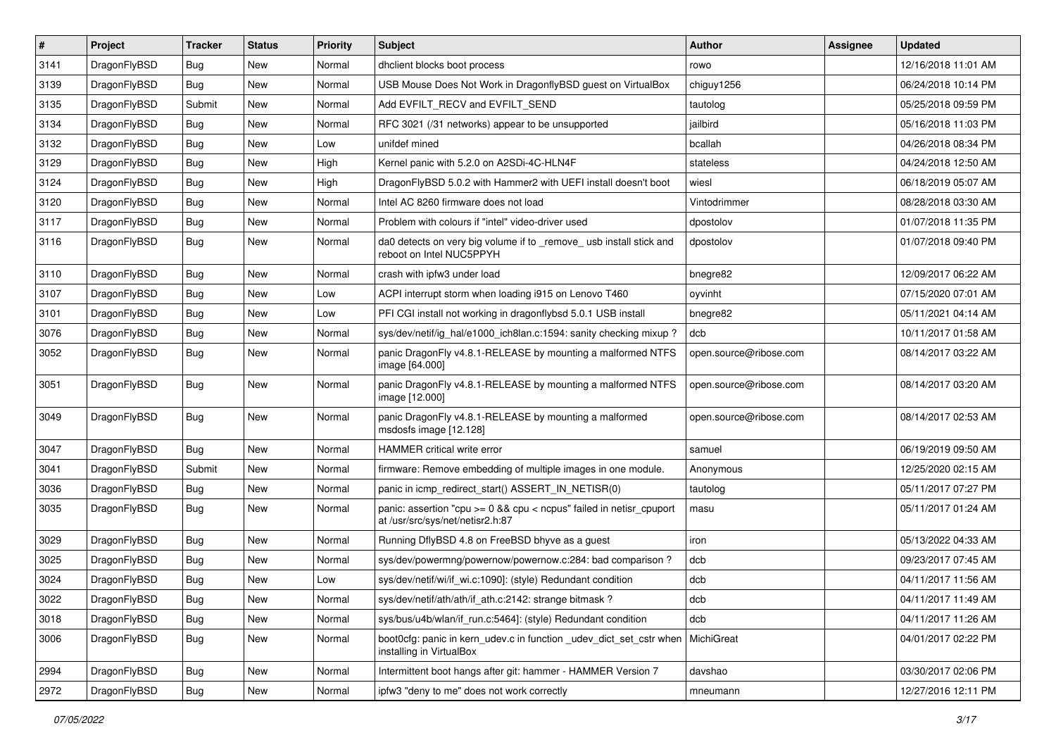| # | Project | Tracker | Status | Priority | Subject | Author | Assignee | Updated |
|---|---|---|---|---|---|---|---|---|
| 3141 | DragonFlyBSD | Bug | New | Normal | dhclient blocks boot process | rowo | | 12/16/2018 11:01 AM |
| 3139 | DragonFlyBSD | Bug | New | Normal | USB Mouse Does Not Work in DragonflyBSD guest on VirtualBox | chiguy1256 | | 06/24/2018 10:14 PM |
| 3135 | DragonFlyBSD | Submit | New | Normal | Add EVFILT_RECV and EVFILT_SEND | tautolog | | 05/25/2018 09:59 PM |
| 3134 | DragonFlyBSD | Bug | New | Normal | RFC 3021 (/31 networks) appear to be unsupported | jailbird | | 05/16/2018 11:03 PM |
| 3132 | DragonFlyBSD | Bug | New | Low | unifdef mined | bcallah | | 04/26/2018 08:34 PM |
| 3129 | DragonFlyBSD | Bug | New | High | Kernel panic with 5.2.0 on A2SDi-4C-HLN4F | stateless | | 04/24/2018 12:50 AM |
| 3124 | DragonFlyBSD | Bug | New | High | DragonFlyBSD 5.0.2 with Hammer2 with UEFI install doesn't boot | wiesl | | 06/18/2019 05:07 AM |
| 3120 | DragonFlyBSD | Bug | New | Normal | Intel AC 8260 firmware does not load | Vintodrimmer | | 08/28/2018 03:30 AM |
| 3117 | DragonFlyBSD | Bug | New | Normal | Problem with colours if "intel" video-driver used | dpostolov | | 01/07/2018 11:35 PM |
| 3116 | DragonFlyBSD | Bug | New | Normal | da0 detects on very big volume if to _remove_ usb install stick and reboot on Intel NUC5PPYH | dpostolov | | 01/07/2018 09:40 PM |
| 3110 | DragonFlyBSD | Bug | New | Normal | crash with ipfw3 under load | bnegre82 | | 12/09/2017 06:22 AM |
| 3107 | DragonFlyBSD | Bug | New | Low | ACPI interrupt storm when loading i915 on Lenovo T460 | oyvinht | | 07/15/2020 07:01 AM |
| 3101 | DragonFlyBSD | Bug | New | Low | PFI CGI install not working in dragonflybsd 5.0.1 USB install | bnegre82 | | 05/11/2021 04:14 AM |
| 3076 | DragonFlyBSD | Bug | New | Normal | sys/dev/netif/ig_hal/e1000_ich8lan.c:1594: sanity checking mixup ? | dcb | | 10/11/2017 01:58 AM |
| 3052 | DragonFlyBSD | Bug | New | Normal | panic DragonFly v4.8.1-RELEASE by mounting a malformed NTFS image [64.000] | open.source@ribose.com | | 08/14/2017 03:22 AM |
| 3051 | DragonFlyBSD | Bug | New | Normal | panic DragonFly v4.8.1-RELEASE by mounting a malformed NTFS image [12.000] | open.source@ribose.com | | 08/14/2017 03:20 AM |
| 3049 | DragonFlyBSD | Bug | New | Normal | panic DragonFly v4.8.1-RELEASE by mounting a malformed msdosfs image [12.128] | open.source@ribose.com | | 08/14/2017 02:53 AM |
| 3047 | DragonFlyBSD | Bug | New | Normal | HAMMER critical write error | samuel | | 06/19/2019 09:50 AM |
| 3041 | DragonFlyBSD | Submit | New | Normal | firmware: Remove embedding of multiple images in one module. | Anonymous | | 12/25/2020 02:15 AM |
| 3036 | DragonFlyBSD | Bug | New | Normal | panic in icmp_redirect_start() ASSERT_IN_NETISR(0) | tautolog | | 05/11/2017 07:27 PM |
| 3035 | DragonFlyBSD | Bug | New | Normal | panic: assertion "cpu >= 0 && cpu < ncpus" failed in netisr_cpuport at /usr/src/sys/net/netisr2.h:87 | masu | | 05/11/2017 01:24 AM |
| 3029 | DragonFlyBSD | Bug | New | Normal | Running DflyBSD 4.8 on FreeBSD bhyve as a guest | iron | | 05/13/2022 04:33 AM |
| 3025 | DragonFlyBSD | Bug | New | Normal | sys/dev/powermng/powernow/powernow.c:284: bad comparison ? | dcb | | 09/23/2017 07:45 AM |
| 3024 | DragonFlyBSD | Bug | New | Low | sys/dev/netif/wi/if_wi.c:1090]: (style) Redundant condition | dcb | | 04/11/2017 11:56 AM |
| 3022 | DragonFlyBSD | Bug | New | Normal | sys/dev/netif/ath/ath/if_ath.c:2142: strange bitmask ? | dcb | | 04/11/2017 11:49 AM |
| 3018 | DragonFlyBSD | Bug | New | Normal | sys/bus/u4b/wlan/if_run.c:5464]: (style) Redundant condition | dcb | | 04/11/2017 11:26 AM |
| 3006 | DragonFlyBSD | Bug | New | Normal | boot0cfg: panic in kern_udev.c in function _udev_dict_set_cstr when installing in VirtualBox | MichiGreat | | 04/01/2017 02:22 PM |
| 2994 | DragonFlyBSD | Bug | New | Normal | Intermittent boot hangs after git: hammer - HAMMER Version 7 | davshao | | 03/30/2017 02:06 PM |
| 2972 | DragonFlyBSD | Bug | New | Normal | ipfw3 "deny to me" does not work correctly | mneumann | | 12/27/2016 12:11 PM |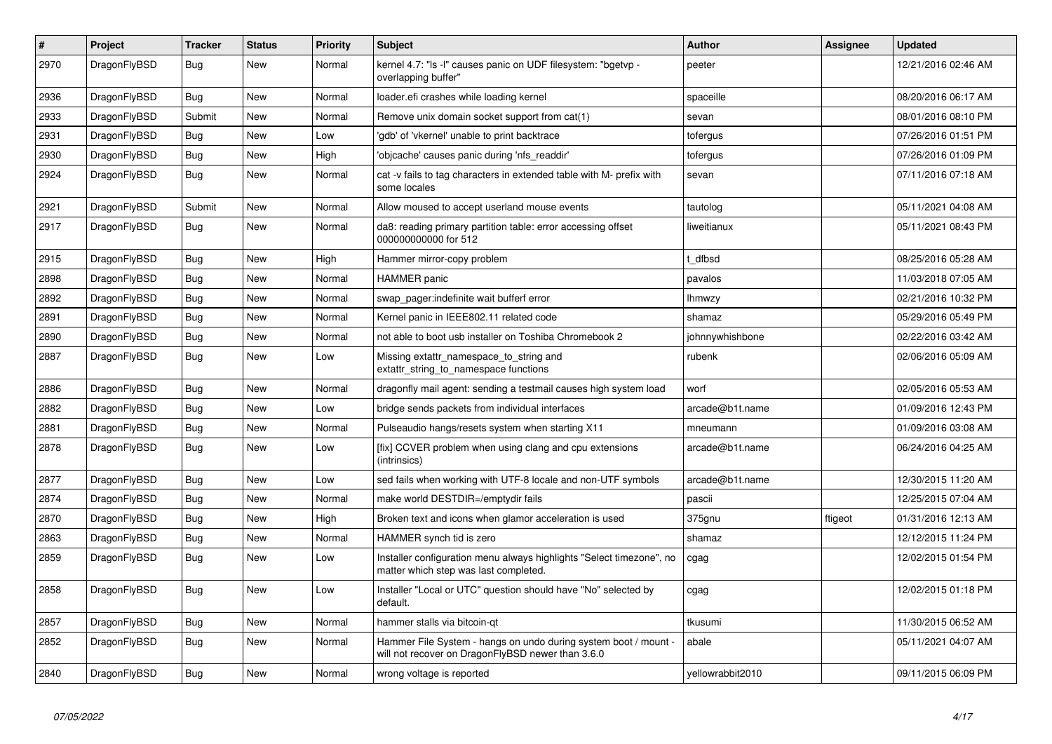| # | Project | Tracker | Status | Priority | Subject | Author | Assignee | Updated |
|---|---|---|---|---|---|---|---|---|
| 2970 | DragonFlyBSD | Bug | New | Normal | kernel 4.7: "ls -l" causes panic on UDF filesystem: "bgetvp - overlapping buffer" | peeter | | 12/21/2016 02:46 AM |
| 2936 | DragonFlyBSD | Bug | New | Normal | loader.efi crashes while loading kernel | spaceille | | 08/20/2016 06:17 AM |
| 2933 | DragonFlyBSD | Submit | New | Normal | Remove unix domain socket support from cat(1) | sevan | | 08/01/2016 08:10 PM |
| 2931 | DragonFlyBSD | Bug | New | Low | 'gdb' of 'vkernel' unable to print backtrace | tofergus | | 07/26/2016 01:51 PM |
| 2930 | DragonFlyBSD | Bug | New | High | 'objcache' causes panic during 'nfs_readdir' | tofergus | | 07/26/2016 01:09 PM |
| 2924 | DragonFlyBSD | Bug | New | Normal | cat -v fails to tag characters in extended table with M- prefix with some locales | sevan | | 07/11/2016 07:18 AM |
| 2921 | DragonFlyBSD | Submit | New | Normal | Allow moused to accept userland mouse events | tautolog | | 05/11/2021 04:08 AM |
| 2917 | DragonFlyBSD | Bug | New | Normal | da8: reading primary partition table: error accessing offset 000000000000 for 512 | liweitianux | | 05/11/2021 08:43 PM |
| 2915 | DragonFlyBSD | Bug | New | High | Hammer mirror-copy problem | t_dfbsd | | 08/25/2016 05:28 AM |
| 2898 | DragonFlyBSD | Bug | New | Normal | HAMMER panic | pavalos | | 11/03/2018 07:05 AM |
| 2892 | DragonFlyBSD | Bug | New | Normal | swap_pager:indefinite wait bufferf error | lhmwzy | | 02/21/2016 10:32 PM |
| 2891 | DragonFlyBSD | Bug | New | Normal | Kernel panic in IEEE802.11 related code | shamaz | | 05/29/2016 05:49 PM |
| 2890 | DragonFlyBSD | Bug | New | Normal | not able to boot usb installer on Toshiba Chromebook 2 | johnnywhishbone | | 02/22/2016 03:42 AM |
| 2887 | DragonFlyBSD | Bug | New | Low | Missing extattr_namespace_to_string and extattr_string_to_namespace functions | rubenk | | 02/06/2016 05:09 AM |
| 2886 | DragonFlyBSD | Bug | New | Normal | dragonfly mail agent: sending a testmail causes high system load | worf | | 02/05/2016 05:53 AM |
| 2882 | DragonFlyBSD | Bug | New | Low | bridge sends packets from individual interfaces | arcade@b1t.name | | 01/09/2016 12:43 PM |
| 2881 | DragonFlyBSD | Bug | New | Normal | Pulseaudio hangs/resets system when starting X11 | mneumann | | 01/09/2016 03:08 AM |
| 2878 | DragonFlyBSD | Bug | New | Low | [fix] CCVER problem when using clang and cpu extensions (intrinsics) | arcade@b1t.name | | 06/24/2016 04:25 AM |
| 2877 | DragonFlyBSD | Bug | New | Low | sed fails when working with UTF-8 locale and non-UTF symbols | arcade@b1t.name | | 12/30/2015 11:20 AM |
| 2874 | DragonFlyBSD | Bug | New | Normal | make world DESTDIR=/emptydir fails | pascii | | 12/25/2015 07:04 AM |
| 2870 | DragonFlyBSD | Bug | New | High | Broken text and icons when glamor acceleration is used | 375gnu | ftigeot | 01/31/2016 12:13 AM |
| 2863 | DragonFlyBSD | Bug | New | Normal | HAMMER synch tid is zero | shamaz | | 12/12/2015 11:24 PM |
| 2859 | DragonFlyBSD | Bug | New | Low | Installer configuration menu always highlights "Select timezone", no matter which step was last completed. | cgag | | 12/02/2015 01:54 PM |
| 2858 | DragonFlyBSD | Bug | New | Low | Installer "Local or UTC" question should have "No" selected by default. | cgag | | 12/02/2015 01:18 PM |
| 2857 | DragonFlyBSD | Bug | New | Normal | hammer stalls via bitcoin-qt | tkusumi | | 11/30/2015 06:52 AM |
| 2852 | DragonFlyBSD | Bug | New | Normal | Hammer File System - hangs on undo during system boot / mount - will not recover on DragonFlyBSD newer than 3.6.0 | abale | | 05/11/2021 04:07 AM |
| 2840 | DragonFlyBSD | Bug | New | Normal | wrong voltage is reported | yellowrabbit2010 | | 09/11/2015 06:09 PM |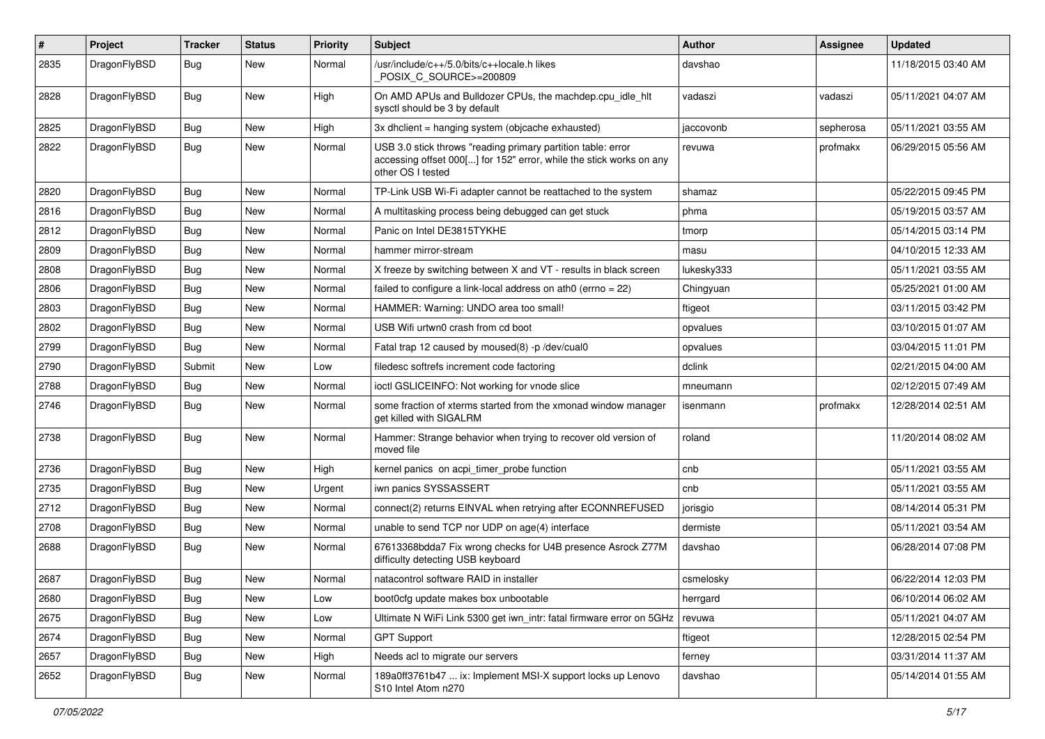| # | Project | Tracker | Status | Priority | Subject | Author | Assignee | Updated |
|---|---|---|---|---|---|---|---|---|
| 2835 | DragonFlyBSD | Bug | New | Normal | /usr/include/c++/5.0/bits/c++locale.h likes _POSIX_C_SOURCE>=200809 | davshao | | 11/18/2015 03:40 AM |
| 2828 | DragonFlyBSD | Bug | New | High | On AMD APUs and Bulldozer CPUs, the machdep.cpu_idle_hlt sysctl should be 3 by default | vadaszi | vadaszi | 05/11/2021 04:07 AM |
| 2825 | DragonFlyBSD | Bug | New | High | 3x dhclient = hanging system (objcache exhausted) | jaccovonb | sepherosa | 05/11/2021 03:55 AM |
| 2822 | DragonFlyBSD | Bug | New | Normal | USB 3.0 stick throws "reading primary partition table: error accessing offset 000[...] for 152" error, while the stick works on any other OS I tested | revuwa | profmakx | 06/29/2015 05:56 AM |
| 2820 | DragonFlyBSD | Bug | New | Normal | TP-Link USB Wi-Fi adapter cannot be reattached to the system | shamaz | | 05/22/2015 09:45 PM |
| 2816 | DragonFlyBSD | Bug | New | Normal | A multitasking process being debugged can get stuck | phma | | 05/19/2015 03:57 AM |
| 2812 | DragonFlyBSD | Bug | New | Normal | Panic on Intel DE3815TYKHE | tmorp | | 05/14/2015 03:14 PM |
| 2809 | DragonFlyBSD | Bug | New | Normal | hammer mirror-stream | masu | | 04/10/2015 12:33 AM |
| 2808 | DragonFlyBSD | Bug | New | Normal | X freeze by switching between X and VT - results in black screen | lukesky333 | | 05/11/2021 03:55 AM |
| 2806 | DragonFlyBSD | Bug | New | Normal | failed to configure a link-local address on ath0 (errno = 22) | Chingyuan | | 05/25/2021 01:00 AM |
| 2803 | DragonFlyBSD | Bug | New | Normal | HAMMER: Warning: UNDO area too small! | ftigeot | | 03/11/2015 03:42 PM |
| 2802 | DragonFlyBSD | Bug | New | Normal | USB Wifi urtwn0 crash from cd boot | opvalues | | 03/10/2015 01:07 AM |
| 2799 | DragonFlyBSD | Bug | New | Normal | Fatal trap 12 caused by moused(8) -p /dev/cual0 | opvalues | | 03/04/2015 11:01 PM |
| 2790 | DragonFlyBSD | Submit | New | Low | filedesc softrefs increment code factoring | dclink | | 02/21/2015 04:00 AM |
| 2788 | DragonFlyBSD | Bug | New | Normal | ioctl GSLICEINFO: Not working for vnode slice | mneumann | | 02/12/2015 07:49 AM |
| 2746 | DragonFlyBSD | Bug | New | Normal | some fraction of xterms started from the xmonad window manager get killed with SIGALRM | isenmann | profmakx | 12/28/2014 02:51 AM |
| 2738 | DragonFlyBSD | Bug | New | Normal | Hammer: Strange behavior when trying to recover old version of moved file | roland | | 11/20/2014 08:02 AM |
| 2736 | DragonFlyBSD | Bug | New | High | kernel panics on acpi_timer_probe function | cnb | | 05/11/2021 03:55 AM |
| 2735 | DragonFlyBSD | Bug | New | Urgent | iwn panics SYSSASSERT | cnb | | 05/11/2021 03:55 AM |
| 2712 | DragonFlyBSD | Bug | New | Normal | connect(2) returns EINVAL when retrying after ECONNREFUSED | jorisgio | | 08/14/2014 05:31 PM |
| 2708 | DragonFlyBSD | Bug | New | Normal | unable to send TCP nor UDP on age(4) interface | dermiste | | 05/11/2021 03:54 AM |
| 2688 | DragonFlyBSD | Bug | New | Normal | 67613368bdda7 Fix wrong checks for U4B presence Asrock Z77M difficulty detecting USB keyboard | davshao | | 06/28/2014 07:08 PM |
| 2687 | DragonFlyBSD | Bug | New | Normal | natacontrol software RAID in installer | csmelosky | | 06/22/2014 12:03 PM |
| 2680 | DragonFlyBSD | Bug | New | Low | boot0cfg update makes box unbootable | herrgard | | 06/10/2014 06:02 AM |
| 2675 | DragonFlyBSD | Bug | New | Low | Ultimate N WiFi Link 5300 get iwn_intr: fatal firmware error on 5GHz | revuwa | | 05/11/2021 04:07 AM |
| 2674 | DragonFlyBSD | Bug | New | Normal | GPT Support | ftigeot | | 12/28/2015 02:54 PM |
| 2657 | DragonFlyBSD | Bug | New | High | Needs acl to migrate our servers | ferney | | 03/31/2014 11:37 AM |
| 2652 | DragonFlyBSD | Bug | New | Normal | 189a0ff3761b47 ... ix: Implement MSI-X support locks up Lenovo S10 Intel Atom n270 | davshao | | 05/14/2014 01:55 AM |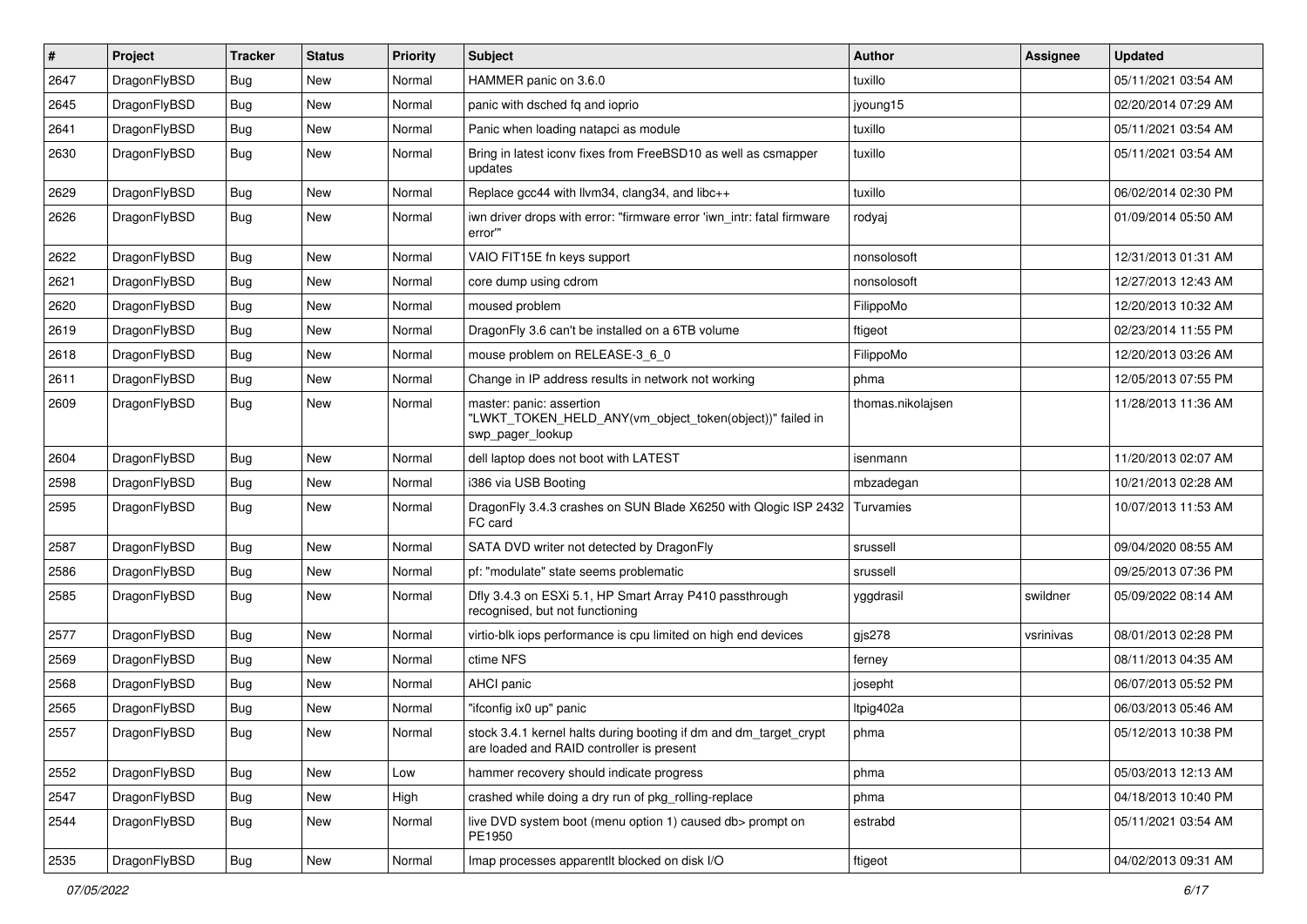| # | Project | Tracker | Status | Priority | Subject | Author | Assignee | Updated |
|---|---|---|---|---|---|---|---|---|
| 2647 | DragonFlyBSD | Bug | New | Normal | HAMMER panic on 3.6.0 | tuxillo | | 05/11/2021 03:54 AM |
| 2645 | DragonFlyBSD | Bug | New | Normal | panic with dsched fq and ioprio | jyoung15 | | 02/20/2014 07:29 AM |
| 2641 | DragonFlyBSD | Bug | New | Normal | Panic when loading natapci as module | tuxillo | | 05/11/2021 03:54 AM |
| 2630 | DragonFlyBSD | Bug | New | Normal | Bring in latest iconv fixes from FreeBSD10 as well as csmapper updates | tuxillo | | 05/11/2021 03:54 AM |
| 2629 | DragonFlyBSD | Bug | New | Normal | Replace gcc44 with llvm34, clang34, and libc++ | tuxillo | | 06/02/2014 02:30 PM |
| 2626 | DragonFlyBSD | Bug | New | Normal | iwn driver drops with error: "firmware error 'iwn_intr: fatal firmware error'" | rodyaj | | 01/09/2014 05:50 AM |
| 2622 | DragonFlyBSD | Bug | New | Normal | VAIO FIT15E fn keys support | nonsolosoft | | 12/31/2013 01:31 AM |
| 2621 | DragonFlyBSD | Bug | New | Normal | core dump using cdrom | nonsolosoft | | 12/27/2013 12:43 AM |
| 2620 | DragonFlyBSD | Bug | New | Normal | moused problem | FilippoMo | | 12/20/2013 10:32 AM |
| 2619 | DragonFlyBSD | Bug | New | Normal | DragonFly 3.6 can't be installed on a 6TB volume | ftigeot | | 02/23/2014 11:55 PM |
| 2618 | DragonFlyBSD | Bug | New | Normal | mouse problem on RELEASE-3_6_0 | FilippoMo | | 12/20/2013 03:26 AM |
| 2611 | DragonFlyBSD | Bug | New | Normal | Change in IP address results in network not working | phma | | 12/05/2013 07:55 PM |
| 2609 | DragonFlyBSD | Bug | New | Normal | master: panic: assertion "LWKT_TOKEN_HELD_ANY(vm_object_token(object))" failed in swp_pager_lookup | thomas.nikolajsen | | 11/28/2013 11:36 AM |
| 2604 | DragonFlyBSD | Bug | New | Normal | dell laptop does not boot with LATEST | isenmann | | 11/20/2013 02:07 AM |
| 2598 | DragonFlyBSD | Bug | New | Normal | i386 via USB Booting | mbzadegan | | 10/21/2013 02:28 AM |
| 2595 | DragonFlyBSD | Bug | New | Normal | DragonFly 3.4.3 crashes on SUN Blade X6250 with Qlogic ISP 2432 FC card | Turvamies | | 10/07/2013 11:53 AM |
| 2587 | DragonFlyBSD | Bug | New | Normal | SATA DVD writer not detected by DragonFly | srussell | | 09/04/2020 08:55 AM |
| 2586 | DragonFlyBSD | Bug | New | Normal | pf: "modulate" state seems problematic | srussell | | 09/25/2013 07:36 PM |
| 2585 | DragonFlyBSD | Bug | New | Normal | Dfly 3.4.3 on ESXi 5.1, HP Smart Array P410 passthrough recognised, but not functioning | yggdrasil | swildner | 05/09/2022 08:14 AM |
| 2577 | DragonFlyBSD | Bug | New | Normal | virtio-blk iops performance is cpu limited on high end devices | gjs278 | vsrinivas | 08/01/2013 02:28 PM |
| 2569 | DragonFlyBSD | Bug | New | Normal | ctime NFS | ferney | | 08/11/2013 04:35 AM |
| 2568 | DragonFlyBSD | Bug | New | Normal | AHCI panic | josepht | | 06/07/2013 05:52 PM |
| 2565 | DragonFlyBSD | Bug | New | Normal | "ifconfig ix0 up" panic | ltpig402a | | 06/03/2013 05:46 AM |
| 2557 | DragonFlyBSD | Bug | New | Normal | stock 3.4.1 kernel halts during booting if dm and dm_target_crypt are loaded and RAID controller is present | phma | | 05/12/2013 10:38 PM |
| 2552 | DragonFlyBSD | Bug | New | Low | hammer recovery should indicate progress | phma | | 05/03/2013 12:13 AM |
| 2547 | DragonFlyBSD | Bug | New | High | crashed while doing a dry run of pkg_rolling-replace | phma | | 04/18/2013 10:40 PM |
| 2544 | DragonFlyBSD | Bug | New | Normal | live DVD system boot (menu option 1) caused db> prompt on PE1950 | estrabd | | 05/11/2021 03:54 AM |
| 2535 | DragonFlyBSD | Bug | New | Normal | Imap processes apparentlt blocked on disk I/O | ftigeot | | 04/02/2013 09:31 AM |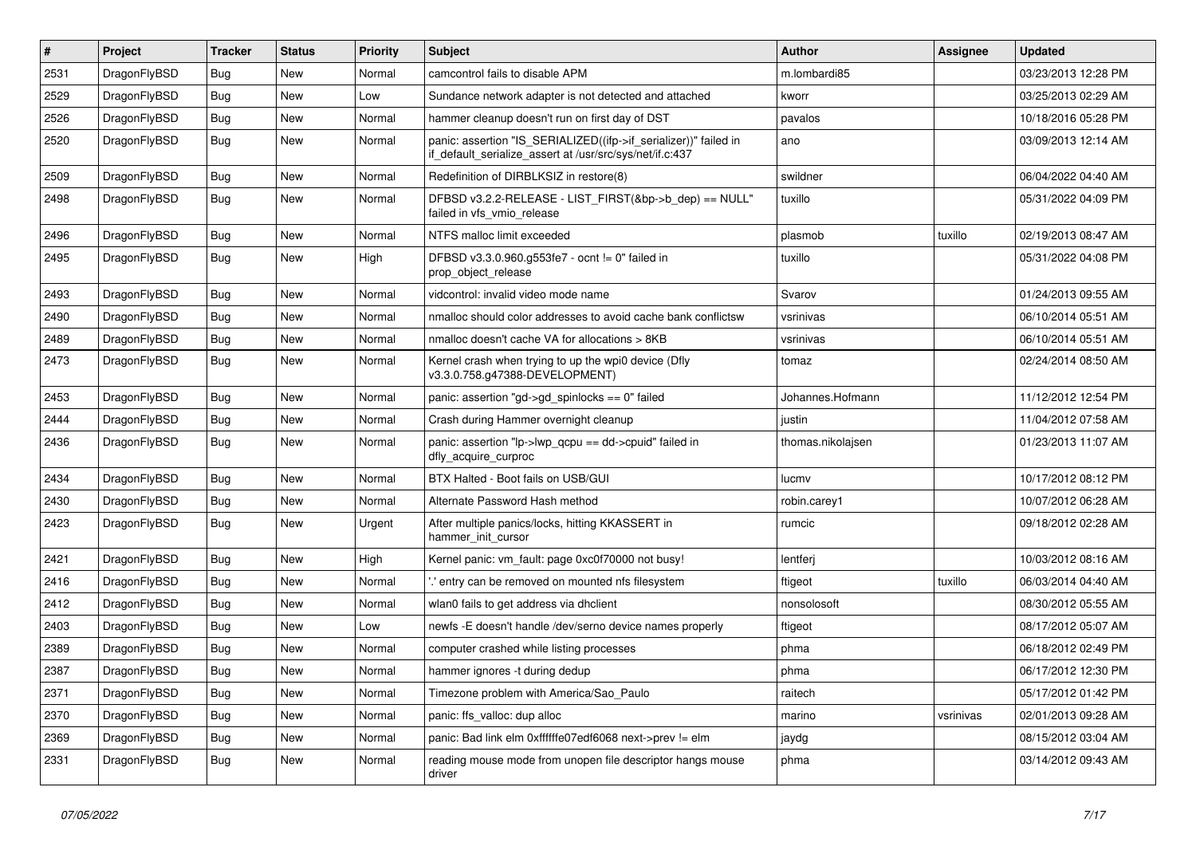| # | Project | Tracker | Status | Priority | Subject | Author | Assignee | Updated |
|---|---|---|---|---|---|---|---|---|
| 2531 | DragonFlyBSD | Bug | New | Normal | camcontrol fails to disable APM | m.lombardi85 | | 03/23/2013 12:28 PM |
| 2529 | DragonFlyBSD | Bug | New | Low | Sundance network adapter is not detected and attached | kworr | | 03/25/2013 02:29 AM |
| 2526 | DragonFlyBSD | Bug | New | Normal | hammer cleanup doesn't run on first day of DST | pavalos | | 10/18/2016 05:28 PM |
| 2520 | DragonFlyBSD | Bug | New | Normal | panic: assertion "IS_SERIALIZED((ifp->if_serializer))" failed in if_default_serialize_assert at /usr/src/sys/net/if.c:437 | ano | | 03/09/2013 12:14 AM |
| 2509 | DragonFlyBSD | Bug | New | Normal | Redefinition of DIRBLKSIZ in restore(8) | swildner | | 06/04/2022 04:40 AM |
| 2498 | DragonFlyBSD | Bug | New | Normal | DFBSD v3.2.2-RELEASE - LIST_FIRST(&bp->b_dep) == NULL" failed in vfs_vmio_release | tuxillo | | 05/31/2022 04:09 PM |
| 2496 | DragonFlyBSD | Bug | New | Normal | NTFS malloc limit exceeded | plasmob | tuxillo | 02/19/2013 08:47 AM |
| 2495 | DragonFlyBSD | Bug | New | High | DFBSD v3.3.0.960.g553fe7 - ocnt != 0" failed in prop_object_release | tuxillo | | 05/31/2022 04:08 PM |
| 2493 | DragonFlyBSD | Bug | New | Normal | vidcontrol: invalid video mode name | Svarov | | 01/24/2013 09:55 AM |
| 2490 | DragonFlyBSD | Bug | New | Normal | nmalloc should color addresses to avoid cache bank conflictsw | vsrinivas | | 06/10/2014 05:51 AM |
| 2489 | DragonFlyBSD | Bug | New | Normal | nmalloc doesn't cache VA for allocations > 8KB | vsrinivas | | 06/10/2014 05:51 AM |
| 2473 | DragonFlyBSD | Bug | New | Normal | Kernel crash when trying to up the wpi0 device (Dfly v3.3.0.758.g47388-DEVELOPMENT) | tomaz | | 02/24/2014 08:50 AM |
| 2453 | DragonFlyBSD | Bug | New | Normal | panic: assertion "gd->gd_spinlocks == 0" failed | Johannes.Hofmann | | 11/12/2012 12:54 PM |
| 2444 | DragonFlyBSD | Bug | New | Normal | Crash during Hammer overnight cleanup | justin | | 11/04/2012 07:58 AM |
| 2436 | DragonFlyBSD | Bug | New | Normal | panic: assertion "lp->lwp_qcpu == dd->cpuid" failed in dfly_acquire_curproc | thomas.nikolajsen | | 01/23/2013 11:07 AM |
| 2434 | DragonFlyBSD | Bug | New | Normal | BTX Halted - Boot fails on USB/GUI | lucmv | | 10/17/2012 08:12 PM |
| 2430 | DragonFlyBSD | Bug | New | Normal | Alternate Password Hash method | robin.carey1 | | 10/07/2012 06:28 AM |
| 2423 | DragonFlyBSD | Bug | New | Urgent | After multiple panics/locks, hitting KKASSERT in hammer_init_cursor | rumcic | | 09/18/2012 02:28 AM |
| 2421 | DragonFlyBSD | Bug | New | High | Kernel panic: vm_fault: page 0xc0f70000 not busy! | lentferj | | 10/03/2012 08:16 AM |
| 2416 | DragonFlyBSD | Bug | New | Normal | '.' entry can be removed on mounted nfs filesystem | ftigeot | tuxillo | 06/03/2014 04:40 AM |
| 2412 | DragonFlyBSD | Bug | New | Normal | wlan0 fails to get address via dhclient | nonsolosoft | | 08/30/2012 05:55 AM |
| 2403 | DragonFlyBSD | Bug | New | Low | newfs -E doesn't handle /dev/serno device names properly | ftigeot | | 08/17/2012 05:07 AM |
| 2389 | DragonFlyBSD | Bug | New | Normal | computer crashed while listing processes | phma | | 06/18/2012 02:49 PM |
| 2387 | DragonFlyBSD | Bug | New | Normal | hammer ignores -t during dedup | phma | | 06/17/2012 12:30 PM |
| 2371 | DragonFlyBSD | Bug | New | Normal | Timezone problem with America/Sao_Paulo | raitech | | 05/17/2012 01:42 PM |
| 2370 | DragonFlyBSD | Bug | New | Normal | panic: ffs_valloc: dup alloc | marino | vsrinivas | 02/01/2013 09:28 AM |
| 2369 | DragonFlyBSD | Bug | New | Normal | panic: Bad link elm 0xffffffe07edf6068 next->prev != elm | jaydg | | 08/15/2012 03:04 AM |
| 2331 | DragonFlyBSD | Bug | New | Normal | reading mouse mode from unopen file descriptor hangs mouse driver | phma | | 03/14/2012 09:43 AM |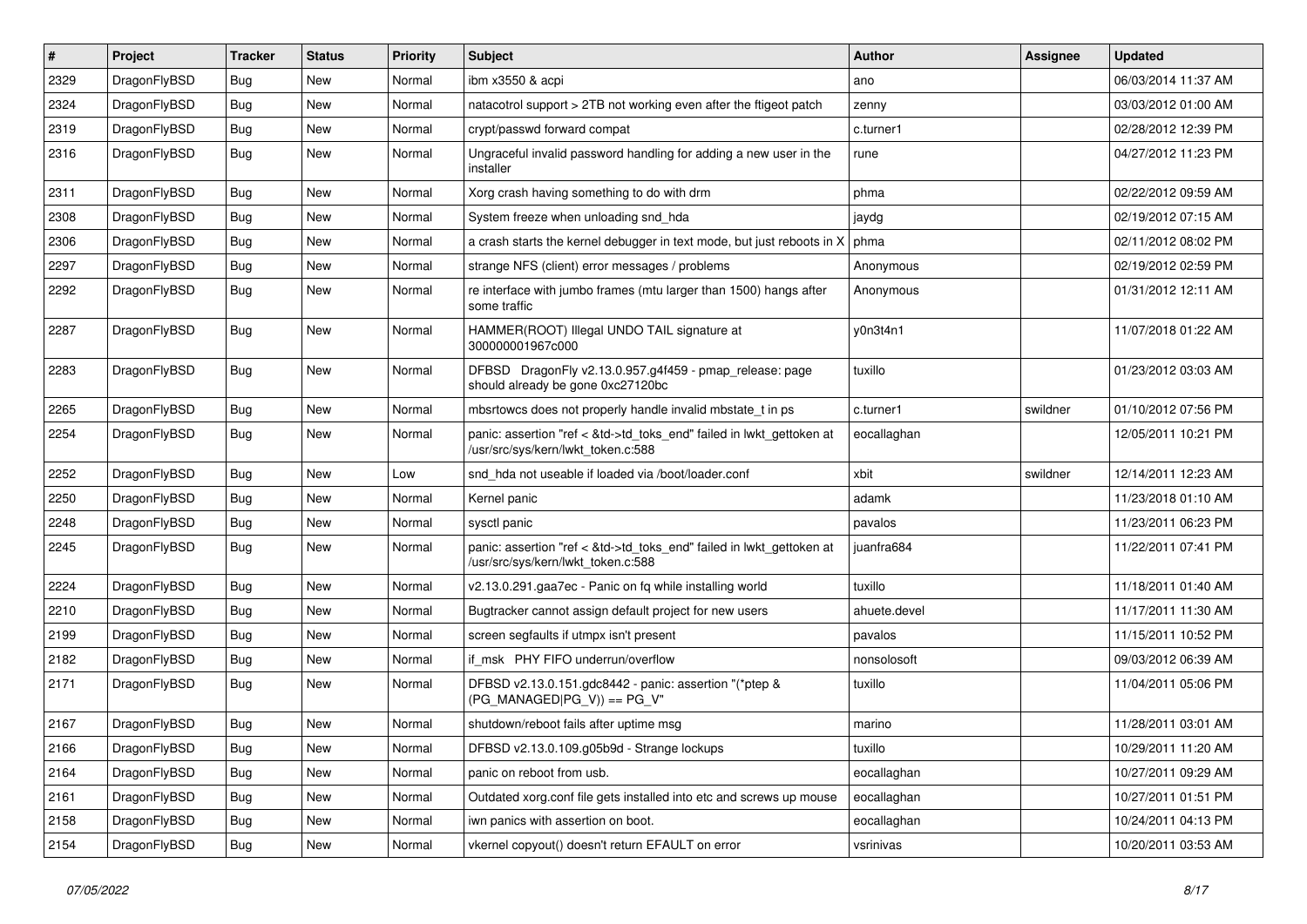| # | Project | Tracker | Status | Priority | Subject | Author | Assignee | Updated |
|---|---|---|---|---|---|---|---|---|
| 2329 | DragonFlyBSD | Bug | New | Normal | ibm x3550 & acpi | ano | | 06/03/2014 11:37 AM |
| 2324 | DragonFlyBSD | Bug | New | Normal | natacotrol support > 2TB not working even after the ftigeot patch | zenny | | 03/03/2012 01:00 AM |
| 2319 | DragonFlyBSD | Bug | New | Normal | crypt/passwd forward compat | c.turner1 | | 02/28/2012 12:39 PM |
| 2316 | DragonFlyBSD | Bug | New | Normal | Ungraceful invalid password handling for adding a new user in the installer | rune | | 04/27/2012 11:23 PM |
| 2311 | DragonFlyBSD | Bug | New | Normal | Xorg crash having something to do with drm | phma | | 02/22/2012 09:59 AM |
| 2308 | DragonFlyBSD | Bug | New | Normal | System freeze when unloading snd_hda | jaydg | | 02/19/2012 07:15 AM |
| 2306 | DragonFlyBSD | Bug | New | Normal | a crash starts the kernel debugger in text mode, but just reboots in X | phma | | 02/11/2012 08:02 PM |
| 2297 | DragonFlyBSD | Bug | New | Normal | strange NFS (client) error messages / problems | Anonymous | | 02/19/2012 02:59 PM |
| 2292 | DragonFlyBSD | Bug | New | Normal | re interface with jumbo frames (mtu larger than 1500) hangs after some traffic | Anonymous | | 01/31/2012 12:11 AM |
| 2287 | DragonFlyBSD | Bug | New | Normal | HAMMER(ROOT) Illegal UNDO TAIL signature at 300000001967c000 | y0n3t4n1 | | 11/07/2018 01:22 AM |
| 2283 | DragonFlyBSD | Bug | New | Normal | DFBSD DragonFly v2.13.0.957.g4f459 - pmap_release: page should already be gone 0xc27120bc | tuxillo | | 01/23/2012 03:03 AM |
| 2265 | DragonFlyBSD | Bug | New | Normal | mbsrtowcs does not properly handle invalid mbstate_t in ps | c.turner1 | swildner | 01/10/2012 07:56 PM |
| 2254 | DragonFlyBSD | Bug | New | Normal | panic: assertion "ref < &td->td_toks_end" failed in lwkt_gettoken at /usr/src/sys/kern/lwkt_token.c:588 | eocallaghan | | 12/05/2011 10:21 PM |
| 2252 | DragonFlyBSD | Bug | New | Low | snd_hda not useable if loaded via /boot/loader.conf | xbit | swildner | 12/14/2011 12:23 AM |
| 2250 | DragonFlyBSD | Bug | New | Normal | Kernel panic | adamk | | 11/23/2018 01:10 AM |
| 2248 | DragonFlyBSD | Bug | New | Normal | sysctl panic | pavalos | | 11/23/2011 06:23 PM |
| 2245 | DragonFlyBSD | Bug | New | Normal | panic: assertion "ref < &td->td_toks_end" failed in lwkt_gettoken at /usr/src/sys/kern/lwkt_token.c:588 | juanfra684 | | 11/22/2011 07:41 PM |
| 2224 | DragonFlyBSD | Bug | New | Normal | v2.13.0.291.gaa7ec - Panic on fq while installing world | tuxillo | | 11/18/2011 01:40 AM |
| 2210 | DragonFlyBSD | Bug | New | Normal | Bugtracker cannot assign default project for new users | ahuete.devel | | 11/17/2011 11:30 AM |
| 2199 | DragonFlyBSD | Bug | New | Normal | screen segfaults if utmpx isn't present | pavalos | | 11/15/2011 10:52 PM |
| 2182 | DragonFlyBSD | Bug | New | Normal | if_msk PHY FIFO underrun/overflow | nonsolosoft | | 09/03/2012 06:39 AM |
| 2171 | DragonFlyBSD | Bug | New | Normal | DFBSD v2.13.0.151.gdc8442 - panic: assertion "(*ptep & (PG_MANAGED\|PG_V)) == PG_V" | tuxillo | | 11/04/2011 05:06 PM |
| 2167 | DragonFlyBSD | Bug | New | Normal | shutdown/reboot fails after uptime msg | marino | | 11/28/2011 03:01 AM |
| 2166 | DragonFlyBSD | Bug | New | Normal | DFBSD v2.13.0.109.g05b9d - Strange lockups | tuxillo | | 10/29/2011 11:20 AM |
| 2164 | DragonFlyBSD | Bug | New | Normal | panic on reboot from usb. | eocallaghan | | 10/27/2011 09:29 AM |
| 2161 | DragonFlyBSD | Bug | New | Normal | Outdated xorg.conf file gets installed into etc and screws up mouse | eocallaghan | | 10/27/2011 01:51 PM |
| 2158 | DragonFlyBSD | Bug | New | Normal | iwn panics with assertion on boot. | eocallaghan | | 10/24/2011 04:13 PM |
| 2154 | DragonFlyBSD | Bug | New | Normal | vkernel copyout() doesn't return EFAULT on error | vsrinivas | | 10/20/2011 03:53 AM |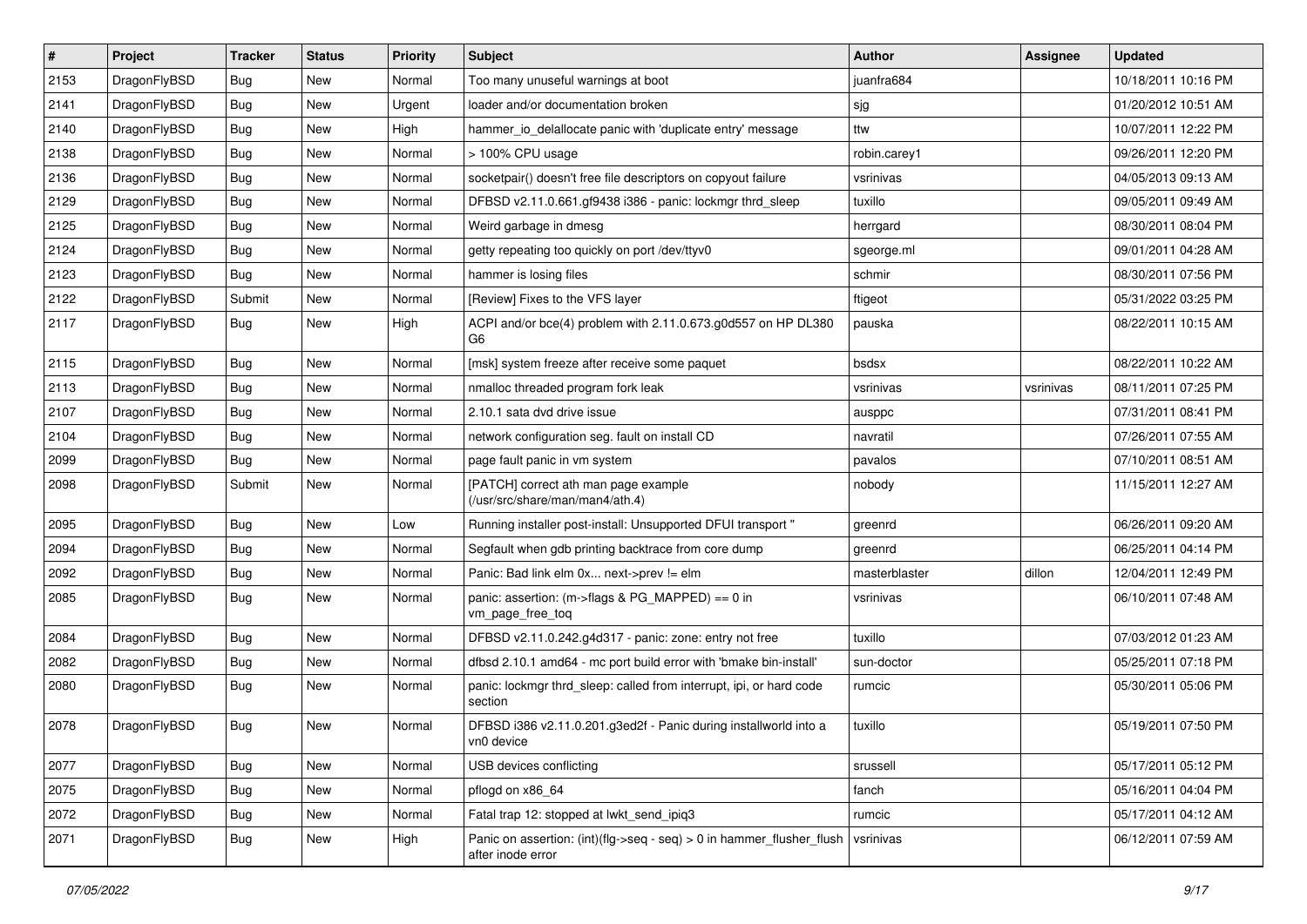| # | Project | Tracker | Status | Priority | Subject | Author | Assignee | Updated |
|---|---|---|---|---|---|---|---|---|
| 2153 | DragonFlyBSD | Bug | New | Normal | Too many unuseful warnings at boot | juanfra684 | | 10/18/2011 10:16 PM |
| 2141 | DragonFlyBSD | Bug | New | Urgent | loader and/or documentation broken | sjg | | 01/20/2012 10:51 AM |
| 2140 | DragonFlyBSD | Bug | New | High | hammer_io_delallocate panic with 'duplicate entry' message | ttw | | 10/07/2011 12:22 PM |
| 2138 | DragonFlyBSD | Bug | New | Normal | > 100% CPU usage | robin.carey1 | | 09/26/2011 12:20 PM |
| 2136 | DragonFlyBSD | Bug | New | Normal | socketpair() doesn't free file descriptors on copyout failure | vsrinivas | | 04/05/2013 09:13 AM |
| 2129 | DragonFlyBSD | Bug | New | Normal | DFBSD v2.11.0.661.gf9438 i386 - panic: lockmgr thrd_sleep | tuxillo | | 09/05/2011 09:49 AM |
| 2125 | DragonFlyBSD | Bug | New | Normal | Weird garbage in dmesg | herrgard | | 08/30/2011 08:04 PM |
| 2124 | DragonFlyBSD | Bug | New | Normal | getty repeating too quickly on port /dev/ttyv0 | sgeorge.ml | | 09/01/2011 04:28 AM |
| 2123 | DragonFlyBSD | Bug | New | Normal | hammer is losing files | schmir | | 08/30/2011 07:56 PM |
| 2122 | DragonFlyBSD | Submit | New | Normal | [Review] Fixes to the VFS layer | ftigeot | | 05/31/2022 03:25 PM |
| 2117 | DragonFlyBSD | Bug | New | High | ACPI and/or bce(4) problem with 2.11.0.673.g0d557 on HP DL380 G6 | pauska | | 08/22/2011 10:15 AM |
| 2115 | DragonFlyBSD | Bug | New | Normal | [msk] system freeze after receive some paquet | bsdsx | | 08/22/2011 10:22 AM |
| 2113 | DragonFlyBSD | Bug | New | Normal | nmalloc threaded program fork leak | vsrinivas | vsrinivas | 08/11/2011 07:25 PM |
| 2107 | DragonFlyBSD | Bug | New | Normal | 2.10.1 sata dvd drive issue | ausppc | | 07/31/2011 08:41 PM |
| 2104 | DragonFlyBSD | Bug | New | Normal | network configuration seg. fault on install CD | navratil | | 07/26/2011 07:55 AM |
| 2099 | DragonFlyBSD | Bug | New | Normal | page fault panic in vm system | pavalos | | 07/10/2011 08:51 AM |
| 2098 | DragonFlyBSD | Submit | New | Normal | [PATCH] correct ath man page example (/usr/src/share/man/man4/ath.4) | nobody | | 11/15/2011 12:27 AM |
| 2095 | DragonFlyBSD | Bug | New | Low | Running installer post-install: Unsupported DFUI transport " | greenrd | | 06/26/2011 09:20 AM |
| 2094 | DragonFlyBSD | Bug | New | Normal | Segfault when gdb printing backtrace from core dump | greenrd | | 06/25/2011 04:14 PM |
| 2092 | DragonFlyBSD | Bug | New | Normal | Panic: Bad link elm 0x... next->prev != elm | masterblaster | dillon | 12/04/2011 12:49 PM |
| 2085 | DragonFlyBSD | Bug | New | Normal | panic: assertion: (m->flags & PG_MAPPED) == 0 in vm_page_free_toq | vsrinivas | | 06/10/2011 07:48 AM |
| 2084 | DragonFlyBSD | Bug | New | Normal | DFBSD v2.11.0.242.g4d317 - panic: zone: entry not free | tuxillo | | 07/03/2012 01:23 AM |
| 2082 | DragonFlyBSD | Bug | New | Normal | dfbsd 2.10.1 amd64 - mc port build error with 'bmake bin-install' | sun-doctor | | 05/25/2011 07:18 PM |
| 2080 | DragonFlyBSD | Bug | New | Normal | panic: lockmgr thrd_sleep: called from interrupt, ipi, or hard code section | rumcic | | 05/30/2011 05:06 PM |
| 2078 | DragonFlyBSD | Bug | New | Normal | DFBSD i386 v2.11.0.201.g3ed2f - Panic during installworld into a vn0 device | tuxillo | | 05/19/2011 07:50 PM |
| 2077 | DragonFlyBSD | Bug | New | Normal | USB devices conflicting | srussell | | 05/17/2011 05:12 PM |
| 2075 | DragonFlyBSD | Bug | New | Normal | pflogd on x86_64 | fanch | | 05/16/2011 04:04 PM |
| 2072 | DragonFlyBSD | Bug | New | Normal | Fatal trap 12: stopped at lwkt_send_ipiq3 | rumcic | | 05/17/2011 04:12 AM |
| 2071 | DragonFlyBSD | Bug | New | High | Panic on assertion: (int)(flg->seq - seq) > 0 in hammer_flusher_flush after inode error | vsrinivas | | 06/12/2011 07:59 AM |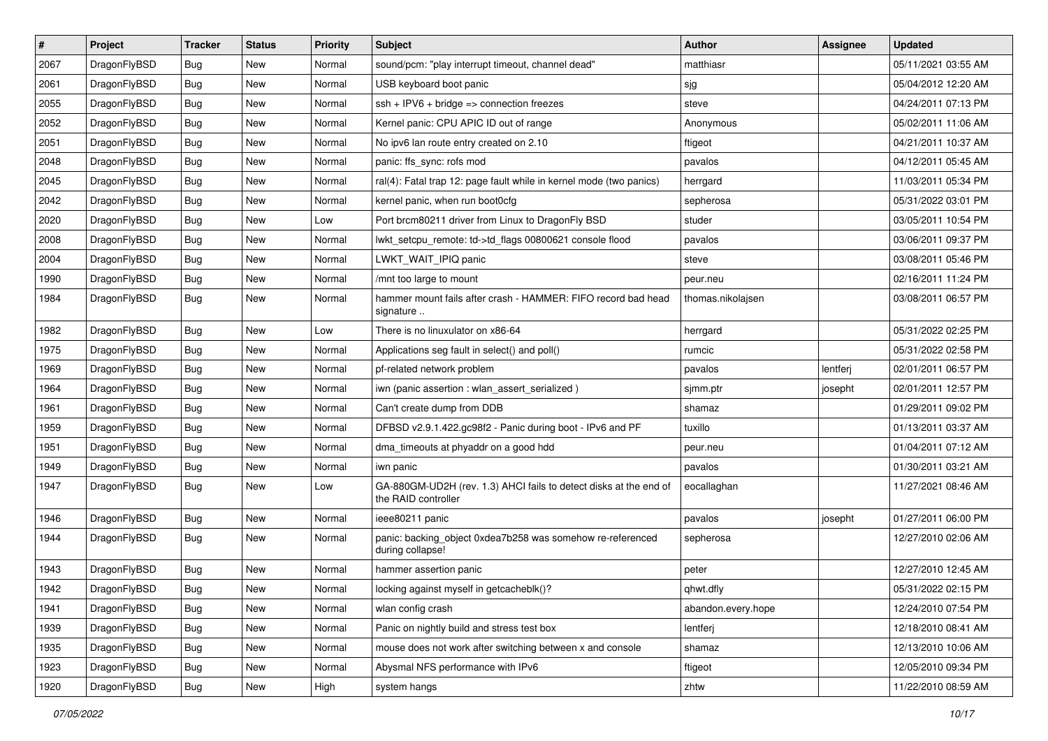| # | Project | Tracker | Status | Priority | Subject | Author | Assignee | Updated |
|---|---|---|---|---|---|---|---|---|
| 2067 | DragonFlyBSD | Bug | New | Normal | sound/pcm: "play interrupt timeout, channel dead" | matthiasr | | 05/11/2021 03:55 AM |
| 2061 | DragonFlyBSD | Bug | New | Normal | USB keyboard boot panic | sjg | | 05/04/2012 12:20 AM |
| 2055 | DragonFlyBSD | Bug | New | Normal | ssh + IPV6 + bridge => connection freezes | steve | | 04/24/2011 07:13 PM |
| 2052 | DragonFlyBSD | Bug | New | Normal | Kernel panic: CPU APIC ID out of range | Anonymous | | 05/02/2011 11:06 AM |
| 2051 | DragonFlyBSD | Bug | New | Normal | No ipv6 lan route entry created on 2.10 | ftigeot | | 04/21/2011 10:37 AM |
| 2048 | DragonFlyBSD | Bug | New | Normal | panic: ffs_sync: rofs mod | pavalos | | 04/12/2011 05:45 AM |
| 2045 | DragonFlyBSD | Bug | New | Normal | ral(4): Fatal trap 12: page fault while in kernel mode (two panics) | herrgard | | 11/03/2011 05:34 PM |
| 2042 | DragonFlyBSD | Bug | New | Normal | kernel panic, when run boot0cfg | sepherosa | | 05/31/2022 03:01 PM |
| 2020 | DragonFlyBSD | Bug | New | Low | Port brcm80211 driver from Linux to DragonFly BSD | studer | | 03/05/2011 10:54 PM |
| 2008 | DragonFlyBSD | Bug | New | Normal | lwkt_setcpu_remote: td->td_flags 00800621 console flood | pavalos | | 03/06/2011 09:37 PM |
| 2004 | DragonFlyBSD | Bug | New | Normal | LWKT_WAIT_IPIQ panic | steve | | 03/08/2011 05:46 PM |
| 1990 | DragonFlyBSD | Bug | New | Normal | /mnt too large to mount | peur.neu | | 02/16/2011 11:24 PM |
| 1984 | DragonFlyBSD | Bug | New | Normal | hammer mount fails after crash - HAMMER: FIFO record bad head signature .. | thomas.nikolajsen | | 03/08/2011 06:57 PM |
| 1982 | DragonFlyBSD | Bug | New | Low | There is no linuxulator on x86-64 | herrgard | | 05/31/2022 02:25 PM |
| 1975 | DragonFlyBSD | Bug | New | Normal | Applications seg fault in select() and poll() | rumcic | | 05/31/2022 02:58 PM |
| 1969 | DragonFlyBSD | Bug | New | Normal | pf-related network problem | pavalos | lentferj | 02/01/2011 06:57 PM |
| 1964 | DragonFlyBSD | Bug | New | Normal | iwn (panic assertion : wlan_assert_serialized ) | sjmm.ptr | josepht | 02/01/2011 12:57 PM |
| 1961 | DragonFlyBSD | Bug | New | Normal | Can't create dump from DDB | shamaz | | 01/29/2011 09:02 PM |
| 1959 | DragonFlyBSD | Bug | New | Normal | DFBSD v2.9.1.422.gc98f2 - Panic during boot - IPv6 and PF | tuxillo | | 01/13/2011 03:37 AM |
| 1951 | DragonFlyBSD | Bug | New | Normal | dma_timeouts at phyaddr on a good hdd | peur.neu | | 01/04/2011 07:12 AM |
| 1949 | DragonFlyBSD | Bug | New | Normal | iwn panic | pavalos | | 01/30/2011 03:21 AM |
| 1947 | DragonFlyBSD | Bug | New | Low | GA-880GM-UD2H (rev. 1.3) AHCI fails to detect disks at the end of the RAID controller | eocallaghan | | 11/27/2021 08:46 AM |
| 1946 | DragonFlyBSD | Bug | New | Normal | ieee80211 panic | pavalos | josepht | 01/27/2011 06:00 PM |
| 1944 | DragonFlyBSD | Bug | New | Normal | panic: backing_object 0xdea7b258 was somehow re-referenced during collapse! | sepherosa | | 12/27/2010 02:06 AM |
| 1943 | DragonFlyBSD | Bug | New | Normal | hammer assertion panic | peter | | 12/27/2010 12:45 AM |
| 1942 | DragonFlyBSD | Bug | New | Normal | locking against myself in getcacheblk()? | qhwt.dfly | | 05/31/2022 02:15 PM |
| 1941 | DragonFlyBSD | Bug | New | Normal | wlan config crash | abandon.every.hope | | 12/24/2010 07:54 PM |
| 1939 | DragonFlyBSD | Bug | New | Normal | Panic on nightly build and stress test box | lentferj | | 12/18/2010 08:41 AM |
| 1935 | DragonFlyBSD | Bug | New | Normal | mouse does not work after switching between x and console | shamaz | | 12/13/2010 10:06 AM |
| 1923 | DragonFlyBSD | Bug | New | Normal | Abysmal NFS performance with IPv6 | ftigeot | | 12/05/2010 09:34 PM |
| 1920 | DragonFlyBSD | Bug | New | High | system hangs | zhtw | | 11/22/2010 08:59 AM |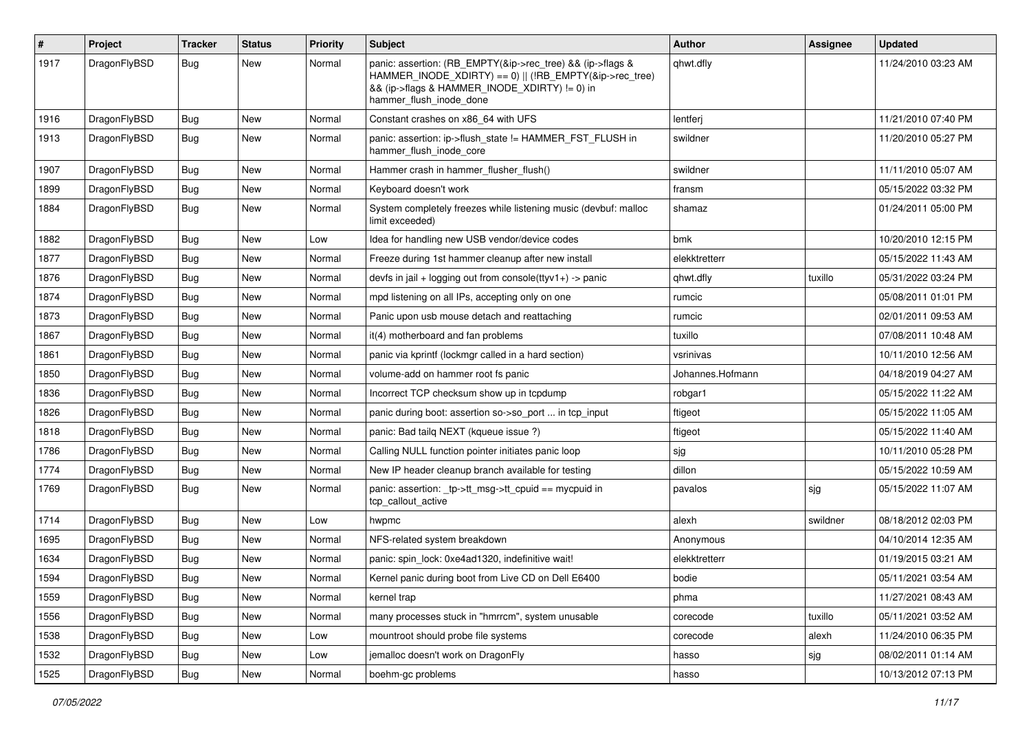| # | Project | Tracker | Status | Priority | Subject | Author | Assignee | Updated |
|---|---|---|---|---|---|---|---|---|
| 1917 | DragonFlyBSD | Bug | New | Normal | panic: assertion: (RB_EMPTY(&ip->rec_tree) && (ip->flags & HAMMER_INODE_XDIRTY) == 0) \|\| (!RB_EMPTY(&ip->rec_tree) && (ip->flags & HAMMER_INODE_XDIRTY) != 0) in hammer_flush_inode_done | qhwt.dfly | | 11/24/2010 03:23 AM |
| 1916 | DragonFlyBSD | Bug | New | Normal | Constant crashes on x86_64 with UFS | lentferj | | 11/21/2010 07:40 PM |
| 1913 | DragonFlyBSD | Bug | New | Normal | panic: assertion: ip->flush_state != HAMMER_FST_FLUSH in hammer_flush_inode_core | swildner | | 11/20/2010 05:27 PM |
| 1907 | DragonFlyBSD | Bug | New | Normal | Hammer crash in hammer_flusher_flush() | swildner | | 11/11/2010 05:07 AM |
| 1899 | DragonFlyBSD | Bug | New | Normal | Keyboard doesn't work | fransm | | 05/15/2022 03:32 PM |
| 1884 | DragonFlyBSD | Bug | New | Normal | System completely freezes while listening music (devbuf: malloc limit exceeded) | shamaz | | 01/24/2011 05:00 PM |
| 1882 | DragonFlyBSD | Bug | New | Low | Idea for handling new USB vendor/device codes | bmk | | 10/20/2010 12:15 PM |
| 1877 | DragonFlyBSD | Bug | New | Normal | Freeze during 1st hammer cleanup after new install | elekktretterr | | 05/15/2022 11:43 AM |
| 1876 | DragonFlyBSD | Bug | New | Normal | devfs in jail + logging out from console(ttyv1+) -> panic | qhwt.dfly | tuxillo | 05/31/2022 03:24 PM |
| 1874 | DragonFlyBSD | Bug | New | Normal | mpd listening on all IPs, accepting only on one | rumcic | | 05/08/2011 01:01 PM |
| 1873 | DragonFlyBSD | Bug | New | Normal | Panic upon usb mouse detach and reattaching | rumcic | | 02/01/2011 09:53 AM |
| 1867 | DragonFlyBSD | Bug | New | Normal | it(4) motherboard and fan problems | tuxillo | | 07/08/2011 10:48 AM |
| 1861 | DragonFlyBSD | Bug | New | Normal | panic via kprintf (lockmgr called in a hard section) | vsrinivas | | 10/11/2010 12:56 AM |
| 1850 | DragonFlyBSD | Bug | New | Normal | volume-add on hammer root fs panic | Johannes.Hofmann | | 04/18/2019 04:27 AM |
| 1836 | DragonFlyBSD | Bug | New | Normal | Incorrect TCP checksum show up in tcpdump | robgar1 | | 05/15/2022 11:22 AM |
| 1826 | DragonFlyBSD | Bug | New | Normal | panic during boot: assertion so->so_port ... in tcp_input | ftigeot | | 05/15/2022 11:05 AM |
| 1818 | DragonFlyBSD | Bug | New | Normal | panic: Bad tailq NEXT (kqueue issue ?) | ftigeot | | 05/15/2022 11:40 AM |
| 1786 | DragonFlyBSD | Bug | New | Normal | Calling NULL function pointer initiates panic loop | sjg | | 10/11/2010 05:28 PM |
| 1774 | DragonFlyBSD | Bug | New | Normal | New IP header cleanup branch available for testing | dillon | | 05/15/2022 10:59 AM |
| 1769 | DragonFlyBSD | Bug | New | Normal | panic: assertion: _tp->tt_msg->tt_cpuid == mycpuid in tcp_callout_active | pavalos | sjg | 05/15/2022 11:07 AM |
| 1714 | DragonFlyBSD | Bug | New | Low | hwpmc | alexh | swildner | 08/18/2012 02:03 PM |
| 1695 | DragonFlyBSD | Bug | New | Normal | NFS-related system breakdown | Anonymous | | 04/10/2014 12:35 AM |
| 1634 | DragonFlyBSD | Bug | New | Normal | panic: spin_lock: 0xe4ad1320, indefinitive wait! | elekktretterr | | 01/19/2015 03:21 AM |
| 1594 | DragonFlyBSD | Bug | New | Normal | Kernel panic during boot from Live CD on Dell E6400 | bodie | | 05/11/2021 03:54 AM |
| 1559 | DragonFlyBSD | Bug | New | Normal | kernel trap | phma | | 11/27/2021 08:43 AM |
| 1556 | DragonFlyBSD | Bug | New | Normal | many processes stuck in "hmrrcm", system unusable | corecode | tuxillo | 05/11/2021 03:52 AM |
| 1538 | DragonFlyBSD | Bug | New | Low | mountroot should probe file systems | corecode | alexh | 11/24/2010 06:35 PM |
| 1532 | DragonFlyBSD | Bug | New | Low | jemalloc doesn't work on DragonFly | hasso | sjg | 08/02/2011 01:14 AM |
| 1525 | DragonFlyBSD | Bug | New | Normal | boehm-gc problems | hasso | | 10/13/2012 07:13 PM |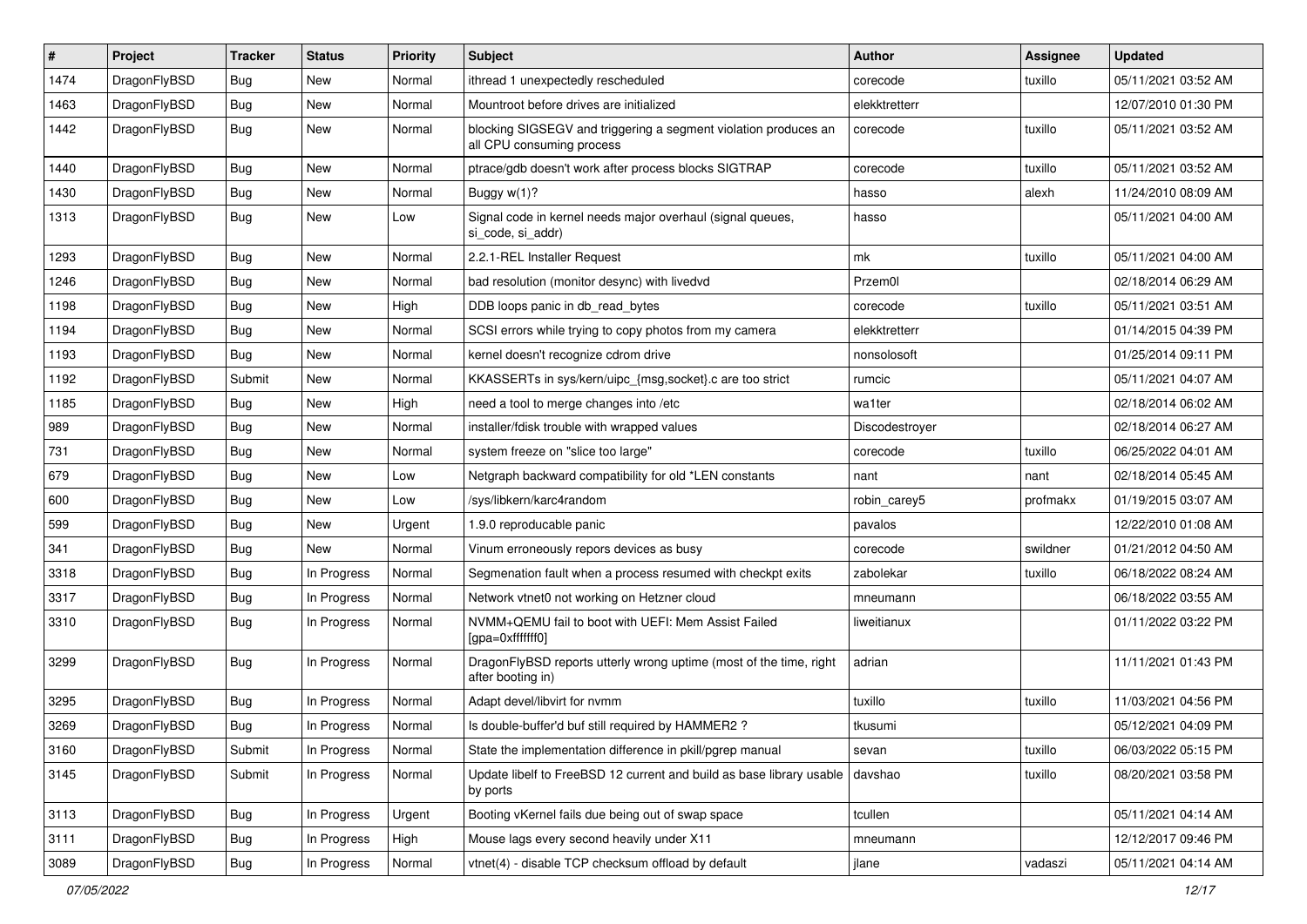| # | Project | Tracker | Status | Priority | Subject | Author | Assignee | Updated |
|---|---|---|---|---|---|---|---|---|
| 1474 | DragonFlyBSD | Bug | New | Normal | ithread 1 unexpectedly rescheduled | corecode | tuxillo | 05/11/2021 03:52 AM |
| 1463 | DragonFlyBSD | Bug | New | Normal | Mountroot before drives are initialized | elekktretterr | | 12/07/2010 01:30 PM |
| 1442 | DragonFlyBSD | Bug | New | Normal | blocking SIGSEGV and triggering a segment violation produces an all CPU consuming process | corecode | tuxillo | 05/11/2021 03:52 AM |
| 1440 | DragonFlyBSD | Bug | New | Normal | ptrace/gdb doesn't work after process blocks SIGTRAP | corecode | tuxillo | 05/11/2021 03:52 AM |
| 1430 | DragonFlyBSD | Bug | New | Normal | Buggy w(1)? | hasso | alexh | 11/24/2010 08:09 AM |
| 1313 | DragonFlyBSD | Bug | New | Low | Signal code in kernel needs major overhaul (signal queues, si_code, si_addr) | hasso | | 05/11/2021 04:00 AM |
| 1293 | DragonFlyBSD | Bug | New | Normal | 2.2.1-REL Installer Request | mk | tuxillo | 05/11/2021 04:00 AM |
| 1246 | DragonFlyBSD | Bug | New | Normal | bad resolution (monitor desync) with livedvd | Przem0l | | 02/18/2014 06:29 AM |
| 1198 | DragonFlyBSD | Bug | New | High | DDB loops panic in db_read_bytes | corecode | tuxillo | 05/11/2021 03:51 AM |
| 1194 | DragonFlyBSD | Bug | New | Normal | SCSI errors while trying to copy photos from my camera | elekktretterr | | 01/14/2015 04:39 PM |
| 1193 | DragonFlyBSD | Bug | New | Normal | kernel doesn't recognize cdrom drive | nonsolosoft | | 01/25/2014 09:11 PM |
| 1192 | DragonFlyBSD | Submit | New | Normal | KKASSERTs in sys/kern/uipc_{msg,socket}.c are too strict | rumcic | | 05/11/2021 04:07 AM |
| 1185 | DragonFlyBSD | Bug | New | High | need a tool to merge changes into /etc | wa1ter | | 02/18/2014 06:02 AM |
| 989 | DragonFlyBSD | Bug | New | Normal | installer/fdisk trouble with wrapped values | Discodestroyer | | 02/18/2014 06:27 AM |
| 731 | DragonFlyBSD | Bug | New | Normal | system freeze on "slice too large" | corecode | tuxillo | 06/25/2022 04:01 AM |
| 679 | DragonFlyBSD | Bug | New | Low | Netgraph backward compatibility for old *LEN constants | nant | nant | 02/18/2014 05:45 AM |
| 600 | DragonFlyBSD | Bug | New | Low | /sys/libkern/karc4random | robin_carey5 | profmakx | 01/19/2015 03:07 AM |
| 599 | DragonFlyBSD | Bug | New | Urgent | 1.9.0 reproducable panic | pavalos | | 12/22/2010 01:08 AM |
| 341 | DragonFlyBSD | Bug | New | Normal | Vinum erroneously repors devices as busy | corecode | swildner | 01/21/2012 04:50 AM |
| 3318 | DragonFlyBSD | Bug | In Progress | Normal | Segmenation fault when a process resumed with checkpt exits | zabolekar | tuxillo | 06/18/2022 08:24 AM |
| 3317 | DragonFlyBSD | Bug | In Progress | Normal | Network vtnet0 not working on Hetzner cloud | mneumann | | 06/18/2022 03:55 AM |
| 3310 | DragonFlyBSD | Bug | In Progress | Normal | NVMM+QEMU fail to boot with UEFI: Mem Assist Failed [gpa=0xfffffff0] | liweitianux | | 01/11/2022 03:22 PM |
| 3299 | DragonFlyBSD | Bug | In Progress | Normal | DragonFlyBSD reports utterly wrong uptime (most of the time, right after booting in) | adrian | | 11/11/2021 01:43 PM |
| 3295 | DragonFlyBSD | Bug | In Progress | Normal | Adapt devel/libvirt for nvmm | tuxillo | tuxillo | 11/03/2021 04:56 PM |
| 3269 | DragonFlyBSD | Bug | In Progress | Normal | Is double-buffer'd buf still required by HAMMER2 ? | tkusumi | | 05/12/2021 04:09 PM |
| 3160 | DragonFlyBSD | Submit | In Progress | Normal | State the implementation difference in pkill/pgrep manual | sevan | tuxillo | 06/03/2022 05:15 PM |
| 3145 | DragonFlyBSD | Submit | In Progress | Normal | Update libelf to FreeBSD 12 current and build as base library usable by ports | davshao | tuxillo | 08/20/2021 03:58 PM |
| 3113 | DragonFlyBSD | Bug | In Progress | Urgent | Booting vKernel fails due being out of swap space | tcullen | | 05/11/2021 04:14 AM |
| 3111 | DragonFlyBSD | Bug | In Progress | High | Mouse lags every second heavily under X11 | mneumann | | 12/12/2017 09:46 PM |
| 3089 | DragonFlyBSD | Bug | In Progress | Normal | vtnet(4) - disable TCP checksum offload by default | jlane | vadaszi | 05/11/2021 04:14 AM |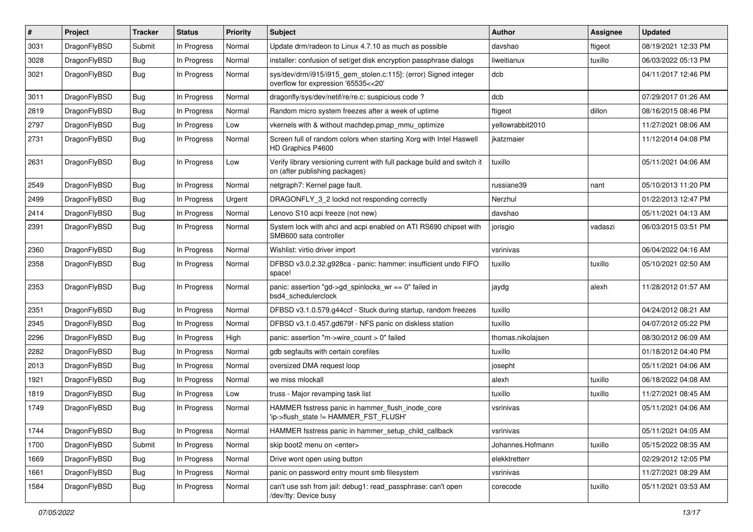| # | Project | Tracker | Status | Priority | Subject | Author | Assignee | Updated |
|---|---|---|---|---|---|---|---|---|
| 3031 | DragonFlyBSD | Submit | In Progress | Normal | Update drm/radeon to Linux 4.7.10 as much as possible | davshao | ftigeot | 08/19/2021 12:33 PM |
| 3028 | DragonFlyBSD | Bug | In Progress | Normal | installer: confusion of set/get disk encryption passphrase dialogs | liweitianux | tuxillo | 06/03/2022 05:13 PM |
| 3021 | DragonFlyBSD | Bug | In Progress | Normal | sys/dev/drm/i915/i915_gem_stolen.c:115]: (error) Signed integer overflow for expression '65535<<20' | dcb | | 04/11/2017 12:46 PM |
| 3011 | DragonFlyBSD | Bug | In Progress | Normal | dragonfly/sys/dev/netif/re/re.c: suspicious code ? | dcb | | 07/29/2017 01:26 AM |
| 2819 | DragonFlyBSD | Bug | In Progress | Normal | Random micro system freezes after a week of uptime | ftigeot | dillon | 08/16/2015 08:46 PM |
| 2797 | DragonFlyBSD | Bug | In Progress | Low | vkernels with & without machdep.pmap_mmu_optimize | yellowrabbit2010 | | 11/27/2021 08:06 AM |
| 2731 | DragonFlyBSD | Bug | In Progress | Normal | Screen full of random colors when starting Xorg with Intel Haswell HD Graphics P4600 | jkatzmaier | | 11/12/2014 04:08 PM |
| 2631 | DragonFlyBSD | Bug | In Progress | Low | Verify library versioning current with full package build and switch it on (after publishing packages) | tuxillo | | 05/11/2021 04:06 AM |
| 2549 | DragonFlyBSD | Bug | In Progress | Normal | netgraph7: Kernel page fault. | russiane39 | nant | 05/10/2013 11:20 PM |
| 2499 | DragonFlyBSD | Bug | In Progress | Urgent | DRAGONFLY_3_2 lockd not responding correctly | Nerzhul | | 01/22/2013 12:47 PM |
| 2414 | DragonFlyBSD | Bug | In Progress | Normal | Lenovo S10 acpi freeze (not new) | davshao | | 05/11/2021 04:13 AM |
| 2391 | DragonFlyBSD | Bug | In Progress | Normal | System lock with ahci and acpi enabled on ATI RS690 chipset with SMB600 sata controller | jorisgio | vadaszi | 06/03/2015 03:51 PM |
| 2360 | DragonFlyBSD | Bug | In Progress | Normal | Wishlist: virtio driver import | vsrinivas | | 06/04/2022 04:16 AM |
| 2358 | DragonFlyBSD | Bug | In Progress | Normal | DFBSD v3.0.2.32.g928ca - panic: hammer: insufficient undo FIFO space! | tuxillo | tuxillo | 05/10/2021 02:50 AM |
| 2353 | DragonFlyBSD | Bug | In Progress | Normal | panic: assertion "gd->gd_spinlocks_wr == 0" failed in bsd4_schedulerclock | jaydg | alexh | 11/28/2012 01:57 AM |
| 2351 | DragonFlyBSD | Bug | In Progress | Normal | DFBSD v3.1.0.579.g44ccf - Stuck during startup, random freezes | tuxillo | | 04/24/2012 08:21 AM |
| 2345 | DragonFlyBSD | Bug | In Progress | Normal | DFBSD v3.1.0.457.gd679f - NFS panic on diskless station | tuxillo | | 04/07/2012 05:22 PM |
| 2296 | DragonFlyBSD | Bug | In Progress | High | panic: assertion "m->wire_count > 0" failed | thomas.nikolajsen | | 08/30/2012 06:09 AM |
| 2282 | DragonFlyBSD | Bug | In Progress | Normal | gdb segfaults with certain corefiles | tuxillo | | 01/18/2012 04:40 PM |
| 2013 | DragonFlyBSD | Bug | In Progress | Normal | oversized DMA request loop | josepht | | 05/11/2021 04:06 AM |
| 1921 | DragonFlyBSD | Bug | In Progress | Normal | we miss mlockall | alexh | tuxillo | 06/18/2022 04:08 AM |
| 1819 | DragonFlyBSD | Bug | In Progress | Low | truss - Major revamping task list | tuxillo | tuxillo | 11/27/2021 08:45 AM |
| 1749 | DragonFlyBSD | Bug | In Progress | Normal | HAMMER fsstress panic in hammer_flush_inode_core 'ip->flush_state != HAMMER_FST_FLUSH' | vsrinivas | | 05/11/2021 04:06 AM |
| 1744 | DragonFlyBSD | Bug | In Progress | Normal | HAMMER fsstress panic in hammer_setup_child_callback | vsrinivas | | 05/11/2021 04:05 AM |
| 1700 | DragonFlyBSD | Submit | In Progress | Normal | skip boot2 menu on <enter> | Johannes.Hofmann | tuxillo | 05/15/2022 08:35 AM |
| 1669 | DragonFlyBSD | Bug | In Progress | Normal | Drive wont open using button | elekktretterr | | 02/29/2012 12:05 PM |
| 1661 | DragonFlyBSD | Bug | In Progress | Normal | panic on password entry mount smb filesystem | vsrinivas | | 11/27/2021 08:29 AM |
| 1584 | DragonFlyBSD | Bug | In Progress | Normal | can't use ssh from jail: debug1: read_passphrase: can't open /dev/tty: Device busy | corecode | tuxillo | 05/11/2021 03:53 AM |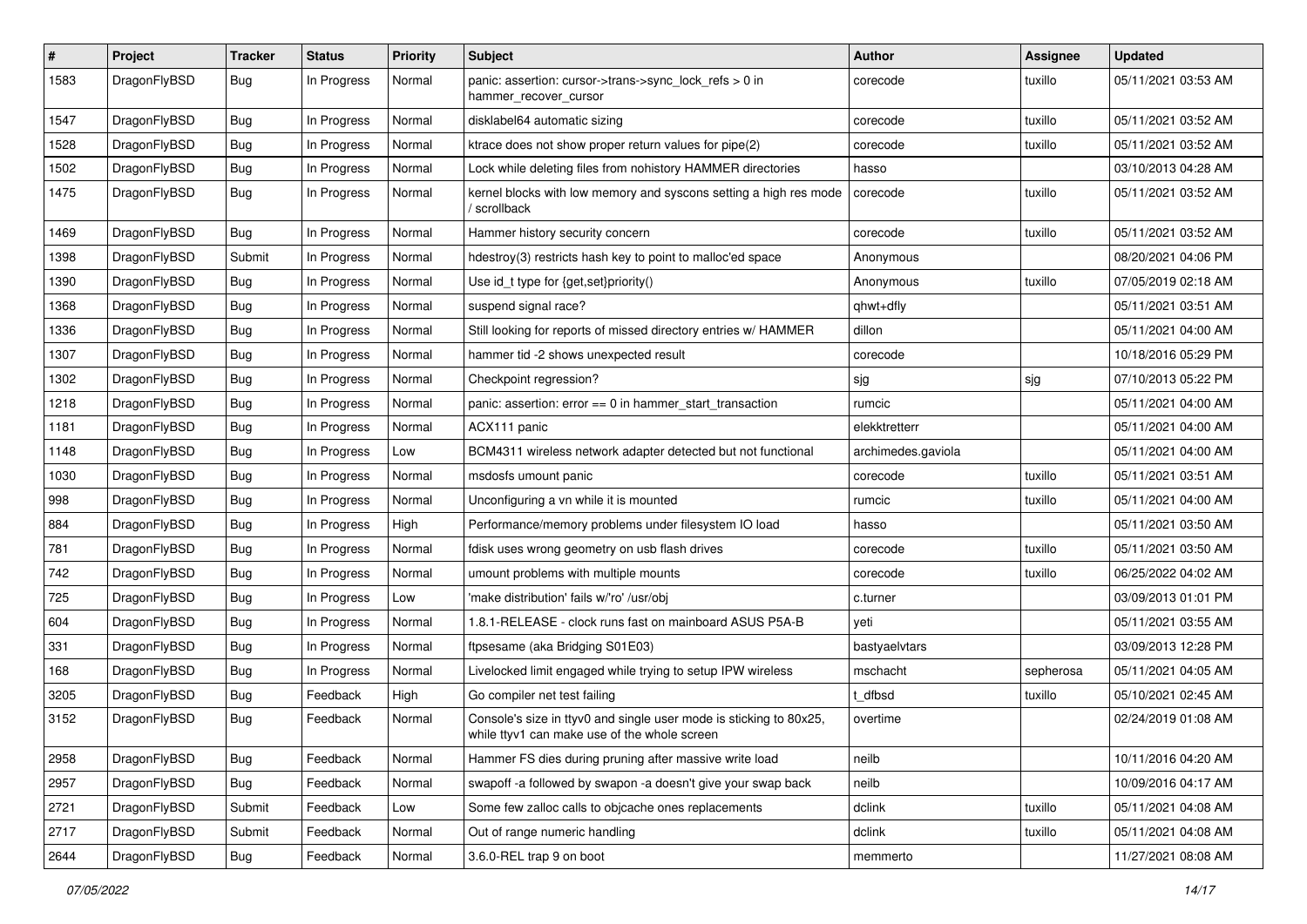| # | Project | Tracker | Status | Priority | Subject | Author | Assignee | Updated |
|---|---|---|---|---|---|---|---|---|
| 1583 | DragonFlyBSD | Bug | In Progress | Normal | panic: assertion: cursor->trans->sync_lock_refs > 0 in hammer_recover_cursor | corecode | tuxillo | 05/11/2021 03:53 AM |
| 1547 | DragonFlyBSD | Bug | In Progress | Normal | disklabel64 automatic sizing | corecode | tuxillo | 05/11/2021 03:52 AM |
| 1528 | DragonFlyBSD | Bug | In Progress | Normal | ktrace does not show proper return values for pipe(2) | corecode | tuxillo | 05/11/2021 03:52 AM |
| 1502 | DragonFlyBSD | Bug | In Progress | Normal | Lock while deleting files from nohistory HAMMER directories | hasso | | 03/10/2013 04:28 AM |
| 1475 | DragonFlyBSD | Bug | In Progress | Normal | kernel blocks with low memory and syscons setting a high res mode / scrollback | corecode | tuxillo | 05/11/2021 03:52 AM |
| 1469 | DragonFlyBSD | Bug | In Progress | Normal | Hammer history security concern | corecode | tuxillo | 05/11/2021 03:52 AM |
| 1398 | DragonFlyBSD | Submit | In Progress | Normal | hdestroy(3) restricts hash key to point to malloc'ed space | Anonymous | | 08/20/2021 04:06 PM |
| 1390 | DragonFlyBSD | Bug | In Progress | Normal | Use id_t type for {get,set}priority() | Anonymous | tuxillo | 07/05/2019 02:18 AM |
| 1368 | DragonFlyBSD | Bug | In Progress | Normal | suspend signal race? | qhwt+dfly | | 05/11/2021 03:51 AM |
| 1336 | DragonFlyBSD | Bug | In Progress | Normal | Still looking for reports of missed directory entries w/ HAMMER | dillon | | 05/11/2021 04:00 AM |
| 1307 | DragonFlyBSD | Bug | In Progress | Normal | hammer tid -2 shows unexpected result | corecode | | 10/18/2016 05:29 PM |
| 1302 | DragonFlyBSD | Bug | In Progress | Normal | Checkpoint regression? | sjg | sjg | 07/10/2013 05:22 PM |
| 1218 | DragonFlyBSD | Bug | In Progress | Normal | panic: assertion: error == 0 in hammer_start_transaction | rumcic | | 05/11/2021 04:00 AM |
| 1181 | DragonFlyBSD | Bug | In Progress | Normal | ACX111 panic | elekktretterr | | 05/11/2021 04:00 AM |
| 1148 | DragonFlyBSD | Bug | In Progress | Low | BCM4311 wireless network adapter detected but not functional | archimedes.gaviola | | 05/11/2021 04:00 AM |
| 1030 | DragonFlyBSD | Bug | In Progress | Normal | msdosfs umount panic | corecode | tuxillo | 05/11/2021 03:51 AM |
| 998 | DragonFlyBSD | Bug | In Progress | Normal | Unconfiguring a vn while it is mounted | rumcic | tuxillo | 05/11/2021 04:00 AM |
| 884 | DragonFlyBSD | Bug | In Progress | High | Performance/memory problems under filesystem IO load | hasso | | 05/11/2021 03:50 AM |
| 781 | DragonFlyBSD | Bug | In Progress | Normal | fdisk uses wrong geometry on usb flash drives | corecode | tuxillo | 05/11/2021 03:50 AM |
| 742 | DragonFlyBSD | Bug | In Progress | Normal | umount problems with multiple mounts | corecode | tuxillo | 06/25/2022 04:02 AM |
| 725 | DragonFlyBSD | Bug | In Progress | Low | 'make distribution' fails w/'ro' /usr/obj | c.turner | | 03/09/2013 01:01 PM |
| 604 | DragonFlyBSD | Bug | In Progress | Normal | 1.8.1-RELEASE - clock runs fast on mainboard ASUS P5A-B | yeti | | 05/11/2021 03:55 AM |
| 331 | DragonFlyBSD | Bug | In Progress | Normal | ftpsesame (aka Bridging S01E03) | bastyaelvtars | | 03/09/2013 12:28 PM |
| 168 | DragonFlyBSD | Bug | In Progress | Normal | Livelocked limit engaged while trying to setup IPW wireless | mschacht | sepherosa | 05/11/2021 04:05 AM |
| 3205 | DragonFlyBSD | Bug | Feedback | High | Go compiler net test failing | t_dfbsd | tuxillo | 05/10/2021 02:45 AM |
| 3152 | DragonFlyBSD | Bug | Feedback | Normal | Console's size in ttyv0 and single user mode is sticking to 80x25, while ttyv1 can make use of the whole screen | overtime | | 02/24/2019 01:08 AM |
| 2958 | DragonFlyBSD | Bug | Feedback | Normal | Hammer FS dies during pruning after massive write load | neilb | | 10/11/2016 04:20 AM |
| 2957 | DragonFlyBSD | Bug | Feedback | Normal | swapoff -a followed by swapon -a doesn't give your swap back | neilb | | 10/09/2016 04:17 AM |
| 2721 | DragonFlyBSD | Submit | Feedback | Low | Some few zalloc calls to objcache ones replacements | dclink | tuxillo | 05/11/2021 04:08 AM |
| 2717 | DragonFlyBSD | Submit | Feedback | Normal | Out of range numeric handling | dclink | tuxillo | 05/11/2021 04:08 AM |
| 2644 | DragonFlyBSD | Bug | Feedback | Normal | 3.6.0-REL trap 9 on boot | memmerto | | 11/27/2021 08:08 AM |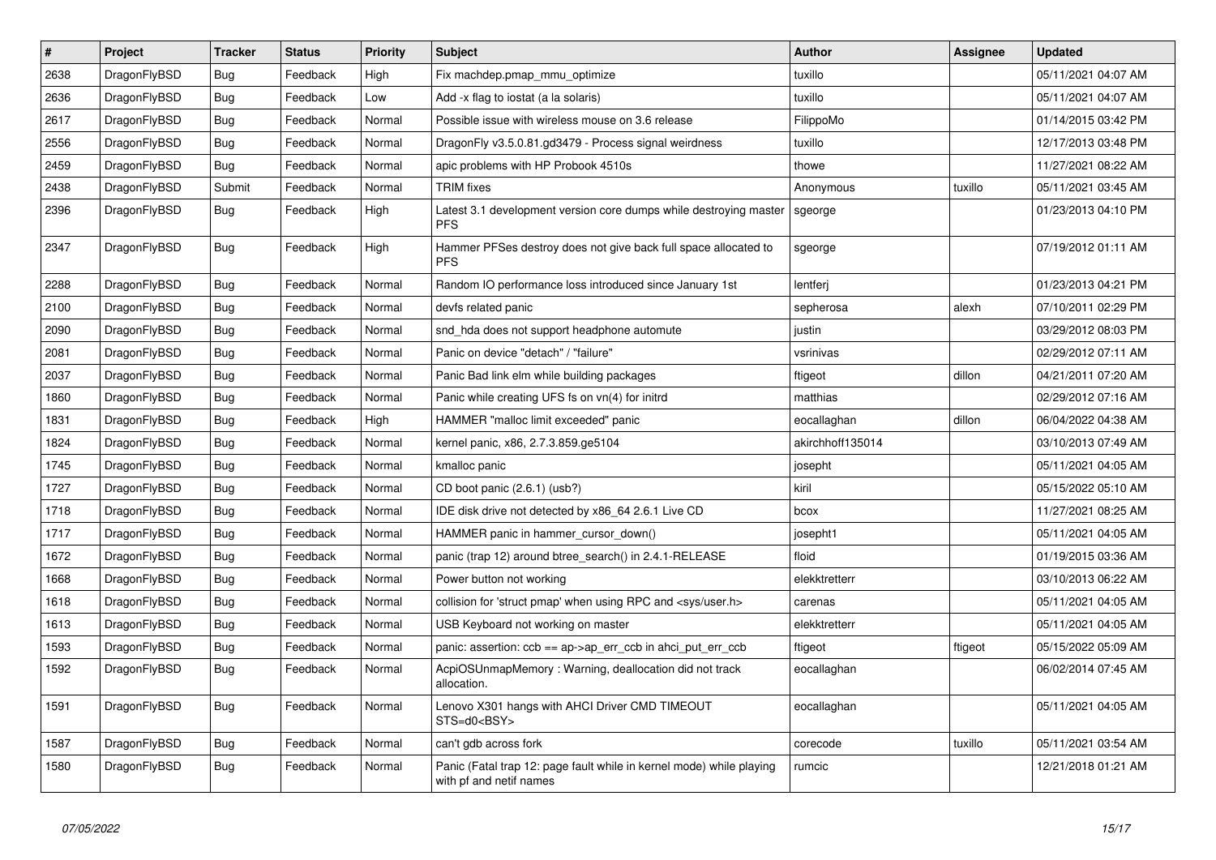| # | Project | Tracker | Status | Priority | Subject | Author | Assignee | Updated |
|---|---|---|---|---|---|---|---|---|
| 2638 | DragonFlyBSD | Bug | Feedback | High | Fix machdep.pmap_mmu_optimize | tuxillo | | 05/11/2021 04:07 AM |
| 2636 | DragonFlyBSD | Bug | Feedback | Low | Add -x flag to iostat (a la solaris) | tuxillo | | 05/11/2021 04:07 AM |
| 2617 | DragonFlyBSD | Bug | Feedback | Normal | Possible issue with wireless mouse on 3.6 release | FilippoMo | | 01/14/2015 03:42 PM |
| 2556 | DragonFlyBSD | Bug | Feedback | Normal | DragonFly v3.5.0.81.gd3479 - Process signal weirdness | tuxillo | | 12/17/2013 03:48 PM |
| 2459 | DragonFlyBSD | Bug | Feedback | Normal | apic problems with HP Probook 4510s | thowe | | 11/27/2021 08:22 AM |
| 2438 | DragonFlyBSD | Submit | Feedback | Normal | TRIM fixes | Anonymous | tuxillo | 05/11/2021 03:45 AM |
| 2396 | DragonFlyBSD | Bug | Feedback | High | Latest 3.1 development version core dumps while destroying master PFS | sgeorge | | 01/23/2013 04:10 PM |
| 2347 | DragonFlyBSD | Bug | Feedback | High | Hammer PFSes destroy does not give back full space allocated to PFS | sgeorge | | 07/19/2012 01:11 AM |
| 2288 | DragonFlyBSD | Bug | Feedback | Normal | Random IO performance loss introduced since January 1st | lentferj | | 01/23/2013 04:21 PM |
| 2100 | DragonFlyBSD | Bug | Feedback | Normal | devfs related panic | sepherosa | alexh | 07/10/2011 02:29 PM |
| 2090 | DragonFlyBSD | Bug | Feedback | Normal | snd_hda does not support headphone automute | justin | | 03/29/2012 08:03 PM |
| 2081 | DragonFlyBSD | Bug | Feedback | Normal | Panic on device "detach" / "failure" | vsrinivas | | 02/29/2012 07:11 AM |
| 2037 | DragonFlyBSD | Bug | Feedback | Normal | Panic Bad link elm while building packages | ftigeot | dillon | 04/21/2011 07:20 AM |
| 1860 | DragonFlyBSD | Bug | Feedback | Normal | Panic while creating UFS fs on vn(4) for initrd | matthias | | 02/29/2012 07:16 AM |
| 1831 | DragonFlyBSD | Bug | Feedback | High | HAMMER "malloc limit exceeded" panic | eocallaghan | dillon | 06/04/2022 04:38 AM |
| 1824 | DragonFlyBSD | Bug | Feedback | Normal | kernel panic, x86, 2.7.3.859.ge5104 | akirchhoff135014 | | 03/10/2013 07:49 AM |
| 1745 | DragonFlyBSD | Bug | Feedback | Normal | kmalloc panic | josepht | | 05/11/2021 04:05 AM |
| 1727 | DragonFlyBSD | Bug | Feedback | Normal | CD boot panic (2.6.1) (usb?) | kiril | | 05/15/2022 05:10 AM |
| 1718 | DragonFlyBSD | Bug | Feedback | Normal | IDE disk drive not detected by x86_64 2.6.1 Live CD | bcox | | 11/27/2021 08:25 AM |
| 1717 | DragonFlyBSD | Bug | Feedback | Normal | HAMMER panic in hammer_cursor_down() | josepht1 | | 05/11/2021 04:05 AM |
| 1672 | DragonFlyBSD | Bug | Feedback | Normal | panic (trap 12) around btree_search() in 2.4.1-RELEASE | floid | | 01/19/2015 03:36 AM |
| 1668 | DragonFlyBSD | Bug | Feedback | Normal | Power button not working | elekktretterr | | 03/10/2013 06:22 AM |
| 1618 | DragonFlyBSD | Bug | Feedback | Normal | collision for 'struct pmap' when using RPC and <sys/user.h> | carenas | | 05/11/2021 04:05 AM |
| 1613 | DragonFlyBSD | Bug | Feedback | Normal | USB Keyboard not working on master | elekktretterr | | 05/11/2021 04:05 AM |
| 1593 | DragonFlyBSD | Bug | Feedback | Normal | panic: assertion: ccb == ap->ap_err_ccb in ahci_put_err_ccb | ftigeot | ftigeot | 05/15/2022 05:09 AM |
| 1592 | DragonFlyBSD | Bug | Feedback | Normal | AcpiOSUnmapMemory : Warning, deallocation did not track allocation. | eocallaghan | | 06/02/2014 07:45 AM |
| 1591 | DragonFlyBSD | Bug | Feedback | Normal | Lenovo X301 hangs with AHCI Driver CMD TIMEOUT STS=d0<BSY> | eocallaghan | | 05/11/2021 04:05 AM |
| 1587 | DragonFlyBSD | Bug | Feedback | Normal | can't gdb across fork | corecode | tuxillo | 05/11/2021 03:54 AM |
| 1580 | DragonFlyBSD | Bug | Feedback | Normal | Panic (Fatal trap 12: page fault while in kernel mode) while playing with pf and netif names | rumcic | | 12/21/2018 01:21 AM |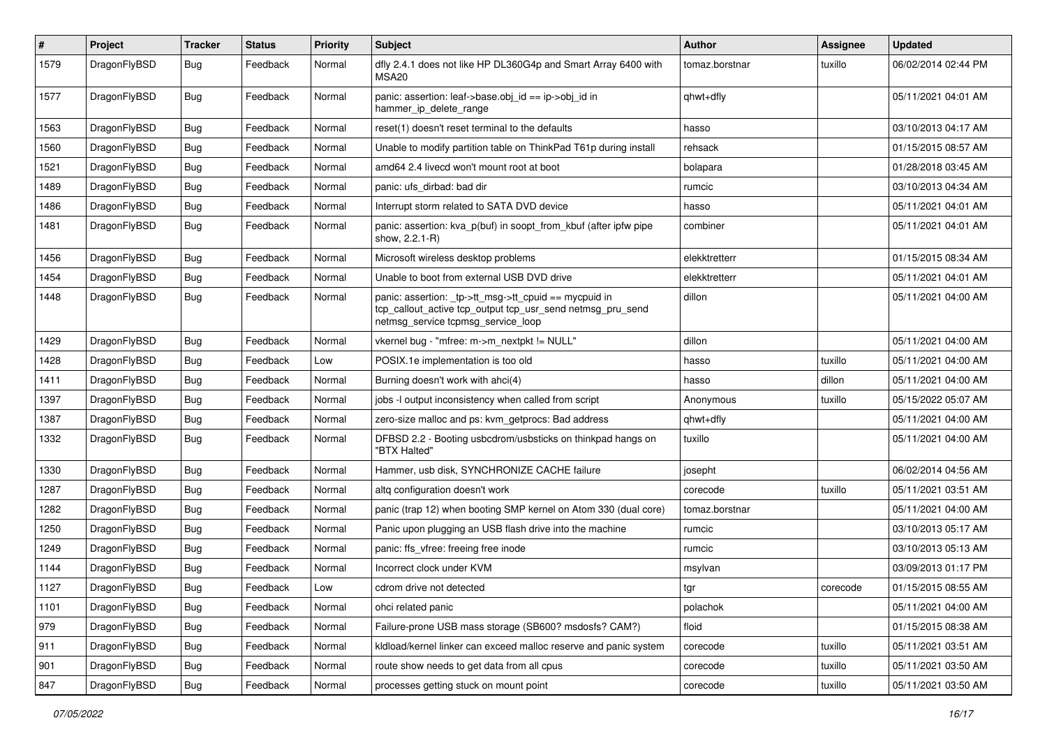| # | Project | Tracker | Status | Priority | Subject | Author | Assignee | Updated |
|---|---|---|---|---|---|---|---|---|
| 1579 | DragonFlyBSD | Bug | Feedback | Normal | dfly 2.4.1 does not like HP DL360G4p and Smart Array 6400 with MSA20 | tomaz.borstnar | tuxillo | 06/02/2014 02:44 PM |
| 1577 | DragonFlyBSD | Bug | Feedback | Normal | panic: assertion: leaf->base.obj_id == ip->obj_id in hammer_ip_delete_range | qhwt+dfly | | 05/11/2021 04:01 AM |
| 1563 | DragonFlyBSD | Bug | Feedback | Normal | reset(1) doesn't reset terminal to the defaults | hasso | | 03/10/2013 04:17 AM |
| 1560 | DragonFlyBSD | Bug | Feedback | Normal | Unable to modify partition table on ThinkPad T61p during install | rehsack | | 01/15/2015 08:57 AM |
| 1521 | DragonFlyBSD | Bug | Feedback | Normal | amd64 2.4 livecd won't mount root at boot | bolapara | | 01/28/2018 03:45 AM |
| 1489 | DragonFlyBSD | Bug | Feedback | Normal | panic: ufs_dirbad: bad dir | rumcic | | 03/10/2013 04:34 AM |
| 1486 | DragonFlyBSD | Bug | Feedback | Normal | Interrupt storm related to SATA DVD device | hasso | | 05/11/2021 04:01 AM |
| 1481 | DragonFlyBSD | Bug | Feedback | Normal | panic: assertion: kva_p(buf) in soopt_from_kbuf (after ipfw pipe show, 2.2.1-R) | combiner | | 05/11/2021 04:01 AM |
| 1456 | DragonFlyBSD | Bug | Feedback | Normal | Microsoft wireless desktop problems | elekktretterr | | 01/15/2015 08:34 AM |
| 1454 | DragonFlyBSD | Bug | Feedback | Normal | Unable to boot from external USB DVD drive | elekktretterr | | 05/11/2021 04:01 AM |
| 1448 | DragonFlyBSD | Bug | Feedback | Normal | panic: assertion: _tp->tt_msg->tt_cpuid == mycpuid in tcp_callout_active tcp_output tcp_usr_send netmsg_pru_send netmsg_service tcpmsg_service_loop | dillon | | 05/11/2021 04:00 AM |
| 1429 | DragonFlyBSD | Bug | Feedback | Normal | vkernel bug - "mfree: m->m_nextpkt != NULL" | dillon | | 05/11/2021 04:00 AM |
| 1428 | DragonFlyBSD | Bug | Feedback | Low | POSIX.1e implementation is too old | hasso | tuxillo | 05/11/2021 04:00 AM |
| 1411 | DragonFlyBSD | Bug | Feedback | Normal | Burning doesn't work with ahci(4) | hasso | dillon | 05/11/2021 04:00 AM |
| 1397 | DragonFlyBSD | Bug | Feedback | Normal | jobs -l output inconsistency when called from script | Anonymous | tuxillo | 05/15/2022 05:07 AM |
| 1387 | DragonFlyBSD | Bug | Feedback | Normal | zero-size malloc and ps: kvm_getprocs: Bad address | qhwt+dfly | | 05/11/2021 04:00 AM |
| 1332 | DragonFlyBSD | Bug | Feedback | Normal | DFBSD 2.2 - Booting usbcdrom/usbsticks on thinkpad hangs on "BTX Halted" | tuxillo | | 05/11/2021 04:00 AM |
| 1330 | DragonFlyBSD | Bug | Feedback | Normal | Hammer, usb disk, SYNCHRONIZE CACHE failure | josepht | | 06/02/2014 04:56 AM |
| 1287 | DragonFlyBSD | Bug | Feedback | Normal | altq configuration doesn't work | corecode | tuxillo | 05/11/2021 03:51 AM |
| 1282 | DragonFlyBSD | Bug | Feedback | Normal | panic (trap 12) when booting SMP kernel on Atom 330 (dual core) | tomaz.borstnar | | 05/11/2021 04:00 AM |
| 1250 | DragonFlyBSD | Bug | Feedback | Normal | Panic upon plugging an USB flash drive into the machine | rumcic | | 03/10/2013 05:17 AM |
| 1249 | DragonFlyBSD | Bug | Feedback | Normal | panic: ffs_vfree: freeing free inode | rumcic | | 03/10/2013 05:13 AM |
| 1144 | DragonFlyBSD | Bug | Feedback | Normal | Incorrect clock under KVM | msylvan | | 03/09/2013 01:17 PM |
| 1127 | DragonFlyBSD | Bug | Feedback | Low | cdrom drive not detected | tgr | corecode | 01/15/2015 08:55 AM |
| 1101 | DragonFlyBSD | Bug | Feedback | Normal | ohci related panic | polachok | | 05/11/2021 04:00 AM |
| 979 | DragonFlyBSD | Bug | Feedback | Normal | Failure-prone USB mass storage (SB600? msdosfs? CAM?) | floid | | 01/15/2015 08:38 AM |
| 911 | DragonFlyBSD | Bug | Feedback | Normal | kldload/kernel linker can exceed malloc reserve and panic system | corecode | tuxillo | 05/11/2021 03:51 AM |
| 901 | DragonFlyBSD | Bug | Feedback | Normal | route show needs to get data from all cpus | corecode | tuxillo | 05/11/2021 03:50 AM |
| 847 | DragonFlyBSD | Bug | Feedback | Normal | processes getting stuck on mount point | corecode | tuxillo | 05/11/2021 03:50 AM |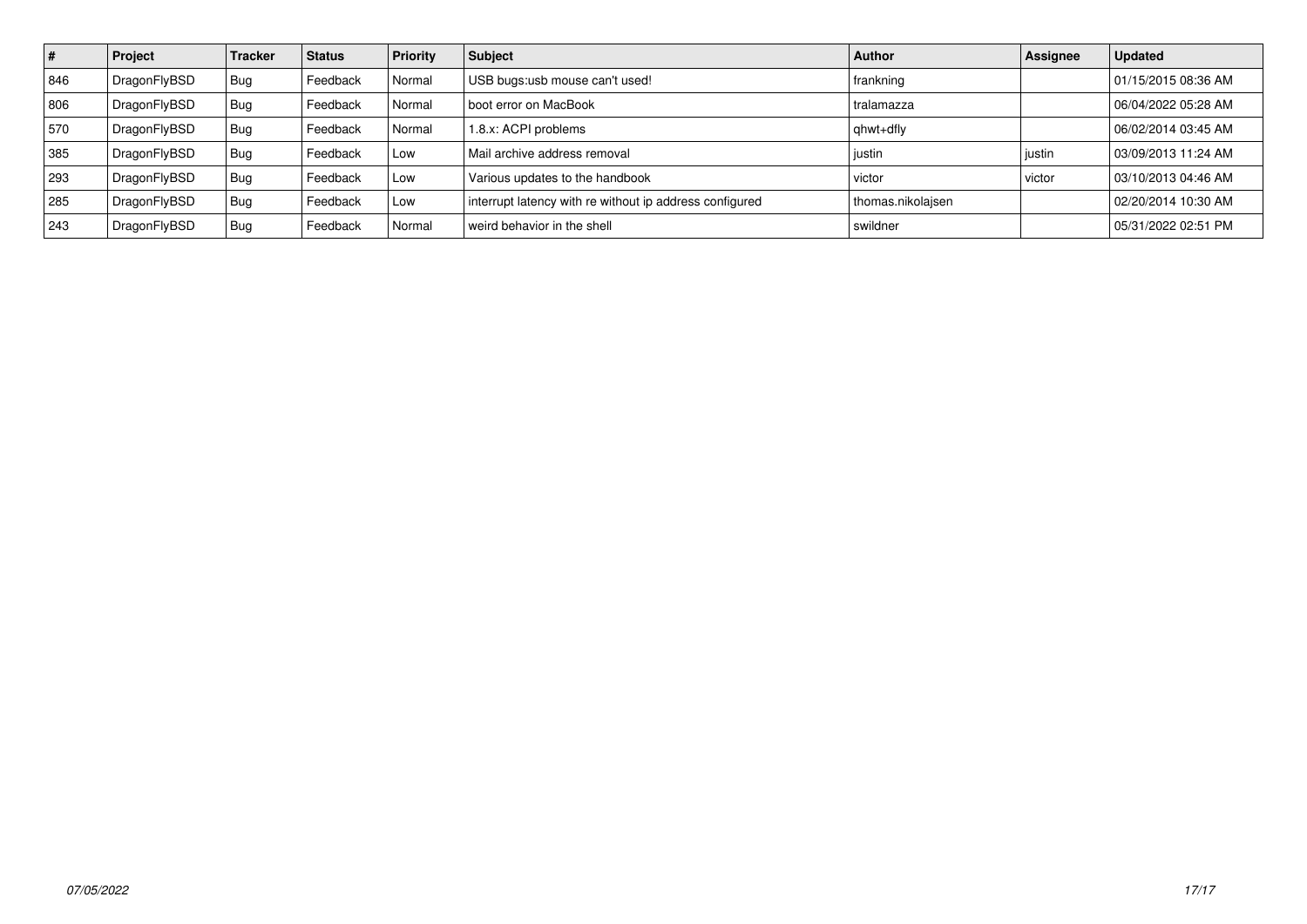| # | Project | Tracker | Status | Priority | Subject | Author | Assignee | Updated |
|---|---|---|---|---|---|---|---|---|
| 846 | DragonFlyBSD | Bug | Feedback | Normal | USB bugs:usb mouse can't used! | frankning | | 01/15/2015 08:36 AM |
| 806 | DragonFlyBSD | Bug | Feedback | Normal | boot error on MacBook | tralamazza | | 06/04/2022 05:28 AM |
| 570 | DragonFlyBSD | Bug | Feedback | Normal | 1.8.x: ACPI problems | qhwt+dfly | | 06/02/2014 03:45 AM |
| 385 | DragonFlyBSD | Bug | Feedback | Low | Mail archive address removal | justin | justin | 03/09/2013 11:24 AM |
| 293 | DragonFlyBSD | Bug | Feedback | Low | Various updates to the handbook | victor | victor | 03/10/2013 04:46 AM |
| 285 | DragonFlyBSD | Bug | Feedback | Low | interrupt latency with re without ip address configured | thomas.nikolajsen | | 02/20/2014 10:30 AM |
| 243 | DragonFlyBSD | Bug | Feedback | Normal | weird behavior in the shell | swildner | | 05/31/2022 02:51 PM |

*07/05/2022*